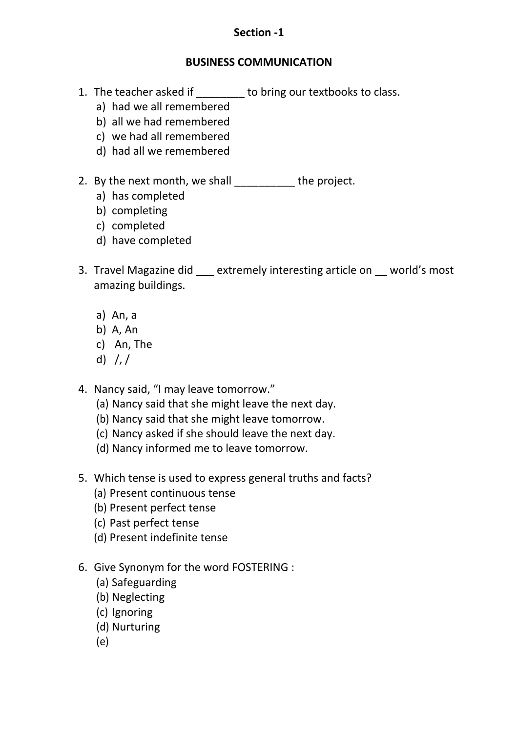**Section -1**

**BUSINESS COMMUNICATION**

1. The teacher asked if ________ to bring our textbooks to class.
   a) had we all remembered
   b) all we had remembered
   c) we had all remembered
   d) had all we remembered

2. By the next month, we shall __________ the project.
   a) has completed
   b) completing
   c) completed
   d) have completed

3. Travel Magazine did ___ extremely interesting article on __ world's most amazing buildings.

   a) An, a
   b) A, An
   c) An, The
   d) /, /

4. Nancy said, "I may leave tomorrow."
   (a) Nancy said that she might leave the next day.
   (b) Nancy said that she might leave tomorrow.
   (c) Nancy asked if she should leave the next day.
   (d) Nancy informed me to leave tomorrow.

5. Which tense is used to express general truths and facts?
   (a) Present continuous tense
   (b) Present perfect tense
   (c) Past perfect tense
   (d) Present indefinite tense

6. Give Synonym for the word FOSTERING :
   (a) Safeguarding
   (b) Neglecting
   (c) Ignoring
   (d) Nurturing
   (e)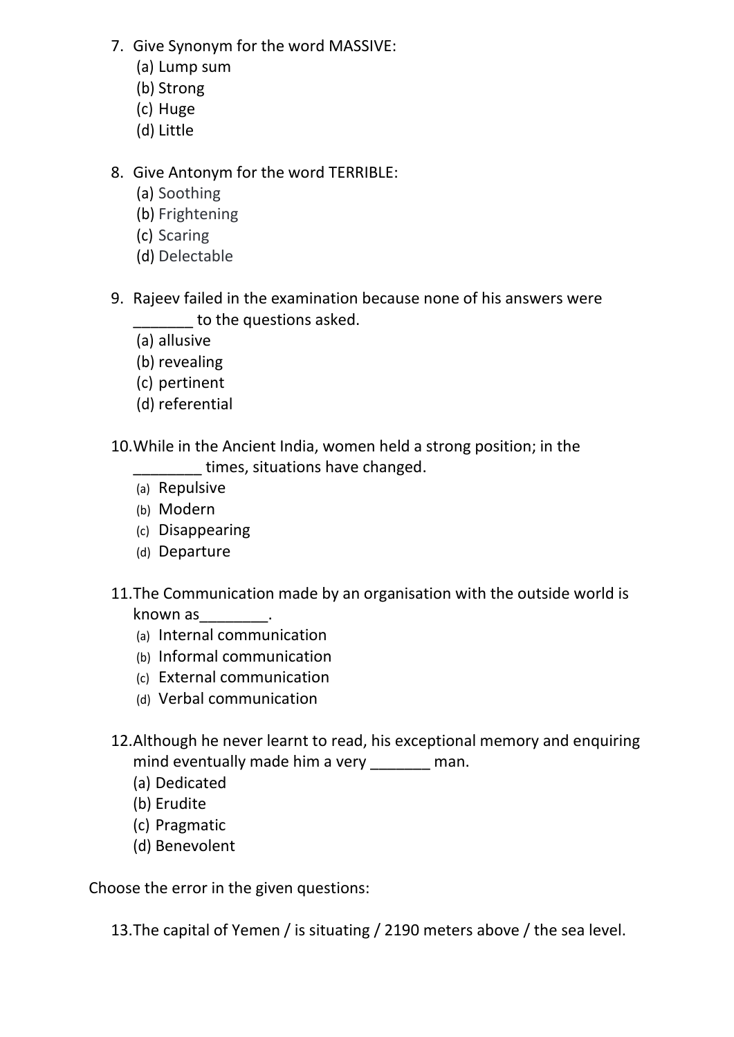7. Give Synonym for the word MASSIVE:
   (a) Lump sum
   (b) Strong
   (c) Huge
   (d) Little

8. Give Antonym for the word TERRIBLE:
   (a) Soothing
   (b) Frightening
   (c) Scaring
   (d) Delectable

9. Rajeev failed in the examination because none of his answers were _______ to the questions asked.
   (a) allusive
   (b) revealing
   (c) pertinent
   (d) referential

10. While in the Ancient India, women held a strong position; in the ________ times, situations have changed.
    (a) Repulsive
    (b) Modern
    (c) Disappearing
    (d) Departure

11. The Communication made by an organisation with the outside world is known as________.
    (a) Internal communication
    (b) Informal communication
    (c) External communication
    (d) Verbal communication

12. Although he never learnt to read, his exceptional memory and enquiring mind eventually made him a very _______ man.
    (a) Dedicated
    (b) Erudite
    (c) Pragmatic
    (d) Benevolent

Choose the error in the given questions:

13. The capital of Yemen / is situating / 2190 meters above / the sea level.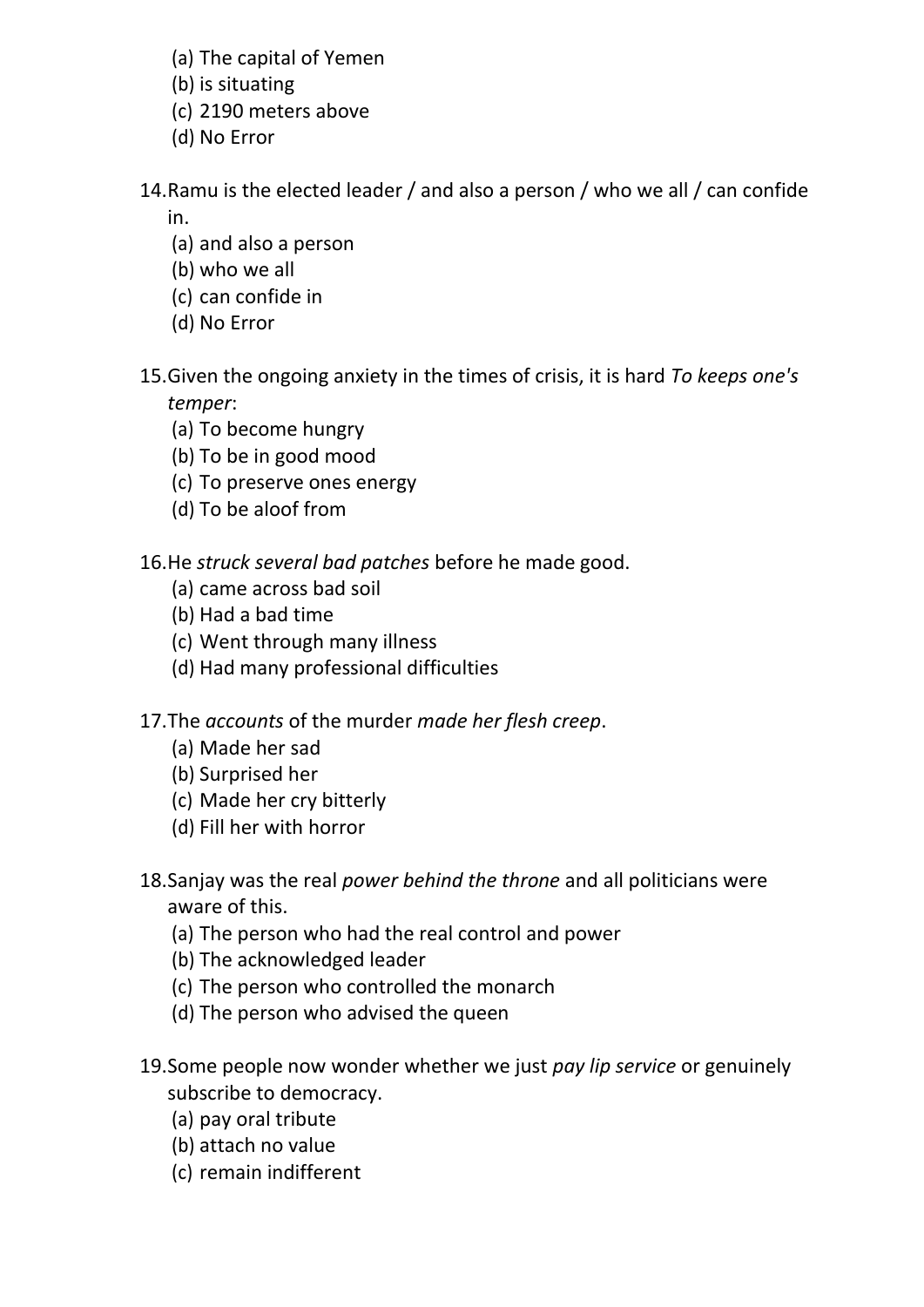(a) The capital of Yemen
(b) is situating
(c) 2190 meters above
(d) No Error

14. Ramu is the elected leader / and also a person / who we all / can confide in.
    (a) and also a person
    (b) who we all
    (c) can confide in
    (d) No Error

15. Given the ongoing anxiety in the times of crisis, it is hard *To keeps one's temper*:
    (a) To become hungry
    (b) To be in good mood
    (c) To preserve ones energy
    (d) To be aloof from

16. He *struck several bad patches* before he made good.
    (a) came across bad soil
    (b) Had a bad time
    (c) Went through many illness
    (d) Had many professional difficulties

17. The *accounts* of the murder *made her flesh creep*.
    (a) Made her sad
    (b) Surprised her
    (c) Made her cry bitterly
    (d) Fill her with horror

18. Sanjay was the real *power behind the throne* and all politicians were aware of this.
    (a) The person who had the real control and power
    (b) The acknowledged leader
    (c) The person who controlled the monarch
    (d) The person who advised the queen

19. Some people now wonder whether we just *pay lip service* or genuinely subscribe to democracy.
    (a) pay oral tribute
    (b) attach no value
    (c) remain indifferent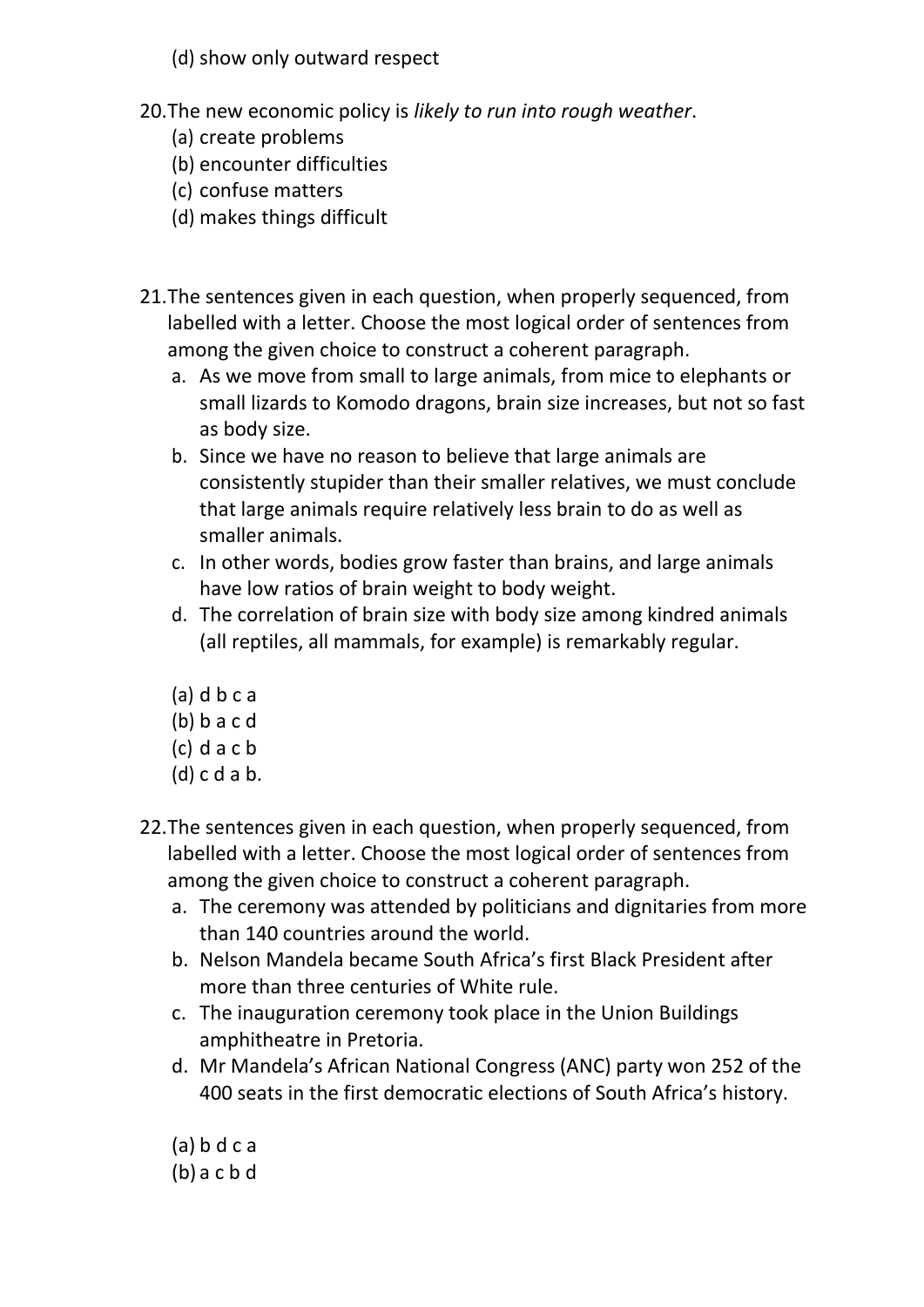(d) show only outward respect

20. The new economic policy is *likely to run into rough weather*.
    (a) create problems
    (b) encounter difficulties
    (c) confuse matters
    (d) makes things difficult

21. The sentences given in each question, when properly sequenced, from labelled with a letter. Choose the most logical order of sentences from among the given choice to construct a coherent paragraph.
    a. As we move from small to large animals, from mice to elephants or small lizards to Komodo dragons, brain size increases, but not so fast as body size.
    b. Since we have no reason to believe that large animals are consistently stupider than their smaller relatives, we must conclude that large animals require relatively less brain to do as well as smaller animals.
    c. In other words, bodies grow faster than brains, and large animals have low ratios of brain weight to body weight.
    d. The correlation of brain size with body size among kindred animals (all reptiles, all mammals, for example) is remarkably regular.

    (a) d b c a
    (b) b a c d
    (c) d a c b
    (d) c d a b.

22. The sentences given in each question, when properly sequenced, from labelled with a letter. Choose the most logical order of sentences from among the given choice to construct a coherent paragraph.
    a. The ceremony was attended by politicians and dignitaries from more than 140 countries around the world.
    b. Nelson Mandela became South Africa's first Black President after more than three centuries of White rule.
    c. The inauguration ceremony took place in the Union Buildings amphitheatre in Pretoria.
    d. Mr Mandela's African National Congress (ANC) party won 252 of the 400 seats in the first democratic elections of South Africa's history.

    (a) b d c a
    (b) a c b d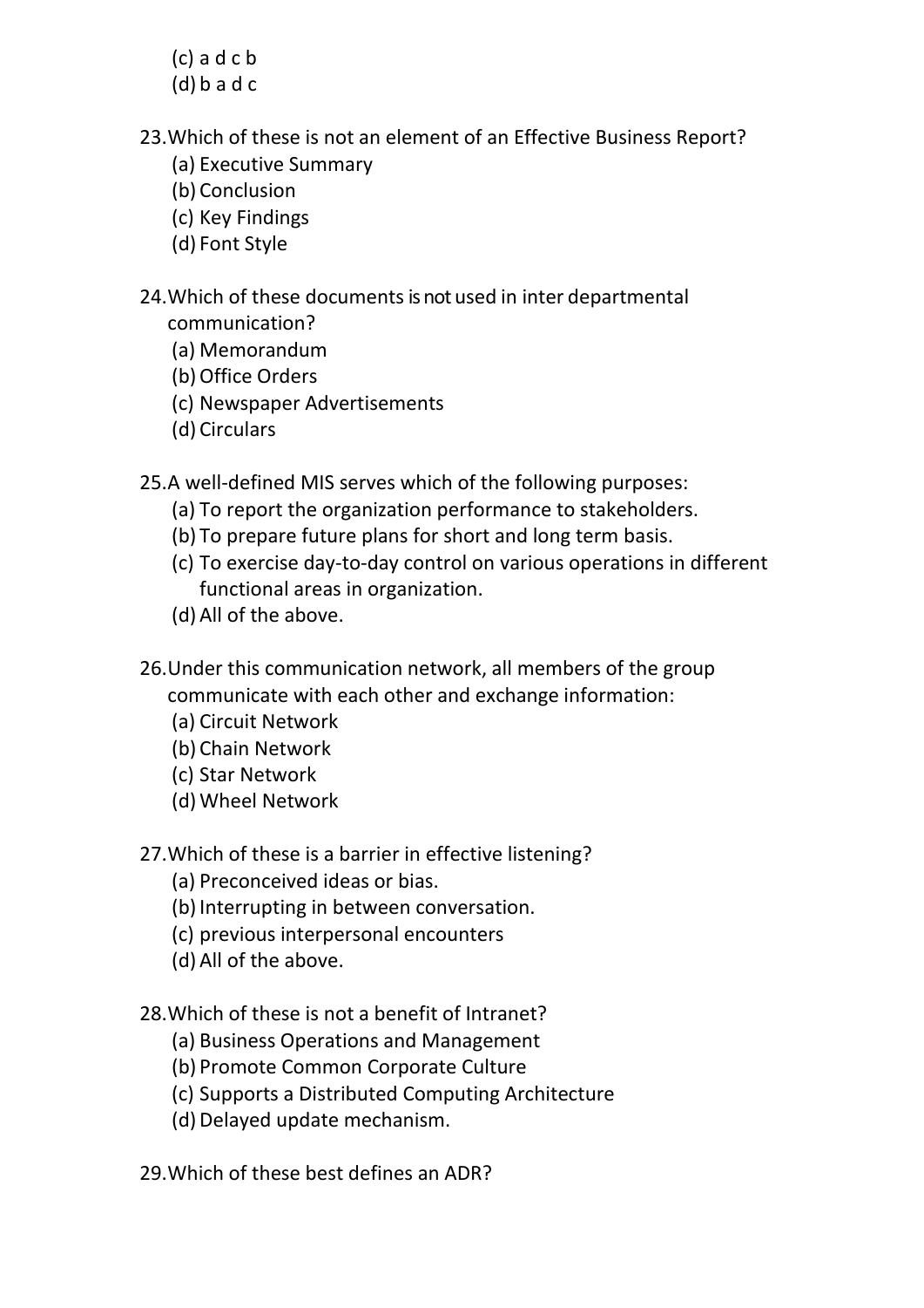(c) a d c b
(d) b a d c

23. Which of these is not an element of an Effective Business Report?
   (a) Executive Summary
   (b) Conclusion
   (c) Key Findings
   (d) Font Style

24. Which of these documents is not used in inter departmental communication?
   (a) Memorandum
   (b) Office Orders
   (c) Newspaper Advertisements
   (d) Circulars

25. A well-defined MIS serves which of the following purposes:
   (a) To report the organization performance to stakeholders.
   (b) To prepare future plans for short and long term basis.
   (c) To exercise day-to-day control on various operations in different functional areas in organization.
   (d) All of the above.

26. Under this communication network, all members of the group communicate with each other and exchange information:
   (a) Circuit Network
   (b) Chain Network
   (c) Star Network
   (d) Wheel Network

27. Which of these is a barrier in effective listening?
   (a) Preconceived ideas or bias.
   (b) Interrupting in between conversation.
   (c) previous interpersonal encounters
   (d) All of the above.

28. Which of these is not a benefit of Intranet?
   (a) Business Operations and Management
   (b) Promote Common Corporate Culture
   (c) Supports a Distributed Computing Architecture
   (d) Delayed update mechanism.

29. Which of these best defines an ADR?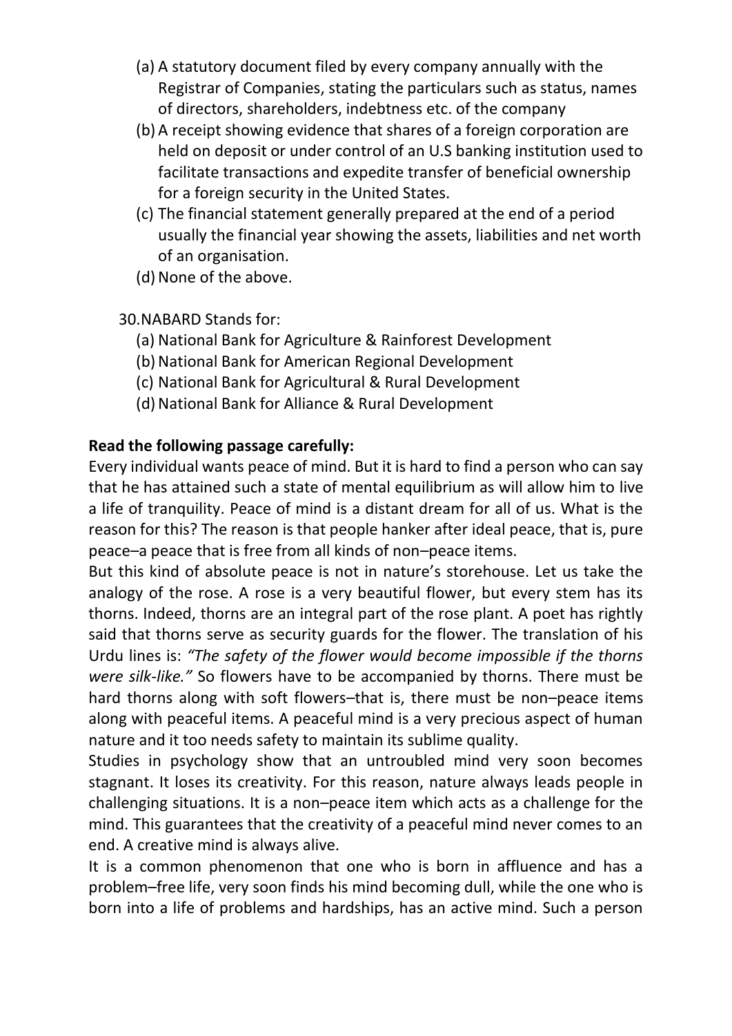(a) A statutory document filed by every company annually with the Registrar of Companies, stating the particulars such as status, names of directors, shareholders, indebtness etc. of the company
(b) A receipt showing evidence that shares of a foreign corporation are held on deposit or under control of an U.S banking institution used to facilitate transactions and expedite transfer of beneficial ownership for a foreign security in the United States.
(c) The financial statement generally prepared at the end of a period usually the financial year showing the assets, liabilities and net worth of an organisation.
(d) None of the above.

30. NABARD Stands for:

(a) National Bank for Agriculture & Rainforest Development
(b) National Bank for American Regional Development
(c) National Bank for Agricultural & Rural Development
(d) National Bank for Alliance & Rural Development

**Read the following passage carefully:**

Every individual wants peace of mind. But it is hard to find a person who can say that he has attained such a state of mental equilibrium as will allow him to live a life of tranquility. Peace of mind is a distant dream for all of us. What is the reason for this? The reason is that people hanker after ideal peace, that is, pure peace–a peace that is free from all kinds of non–peace items.

But this kind of absolute peace is not in nature's storehouse. Let us take the analogy of the rose. A rose is a very beautiful flower, but every stem has its thorns. Indeed, thorns are an integral part of the rose plant. A poet has rightly said that thorns serve as security guards for the flower. The translation of his Urdu lines is: *"The safety of the flower would become impossible if the thorns were silk-like."* So flowers have to be accompanied by thorns. There must be hard thorns along with soft flowers–that is, there must be non–peace items along with peaceful items. A peaceful mind is a very precious aspect of human nature and it too needs safety to maintain its sublime quality.

Studies in psychology show that an untroubled mind very soon becomes stagnant. It loses its creativity. For this reason, nature always leads people in challenging situations. It is a non–peace item which acts as a challenge for the mind. This guarantees that the creativity of a peaceful mind never comes to an end. A creative mind is always alive.

It is a common phenomenon that one who is born in affluence and has a problem–free life, very soon finds his mind becoming dull, while the one who is born into a life of problems and hardships, has an active mind. Such a person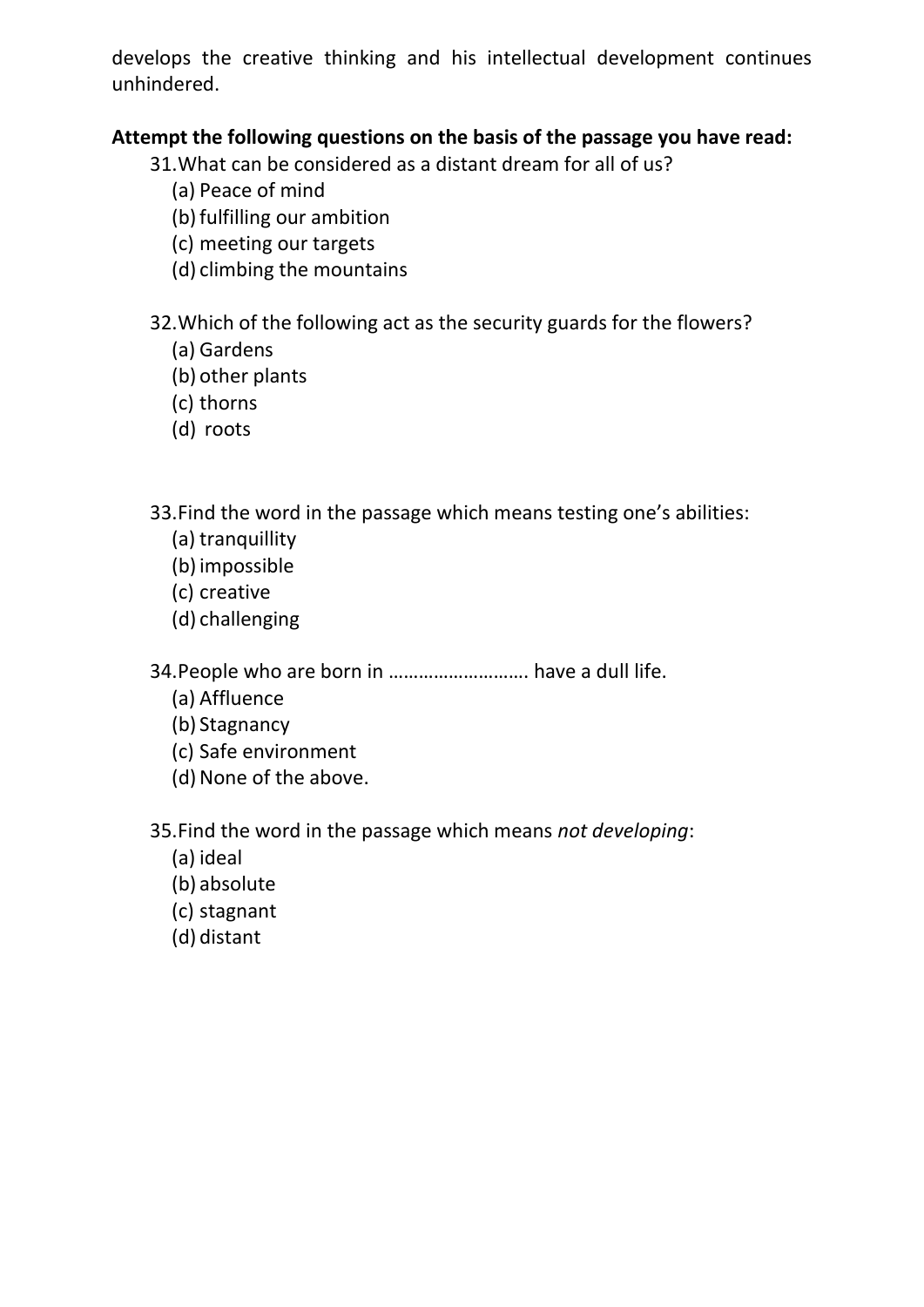develops the creative thinking and his intellectual development continues unhindered.

**Attempt the following questions on the basis of the passage you have read:**

31. What can be considered as a distant dream for all of us?
    (a) Peace of mind
    (b) fulfilling our ambition
    (c) meeting our targets
    (d) climbing the mountains

32. Which of the following act as the security guards for the flowers?
    (a) Gardens
    (b) other plants
    (c) thorns
    (d) roots

33. Find the word in the passage which means testing one's abilities:
    (a) tranquillity
    (b) impossible
    (c) creative
    (d) challenging

34. People who are born in ………………………. have a dull life.
    (a) Affluence
    (b) Stagnancy
    (c) Safe environment
    (d) None of the above.

35. Find the word in the passage which means *not developing*:
    (a) ideal
    (b) absolute
    (c) stagnant
    (d) distant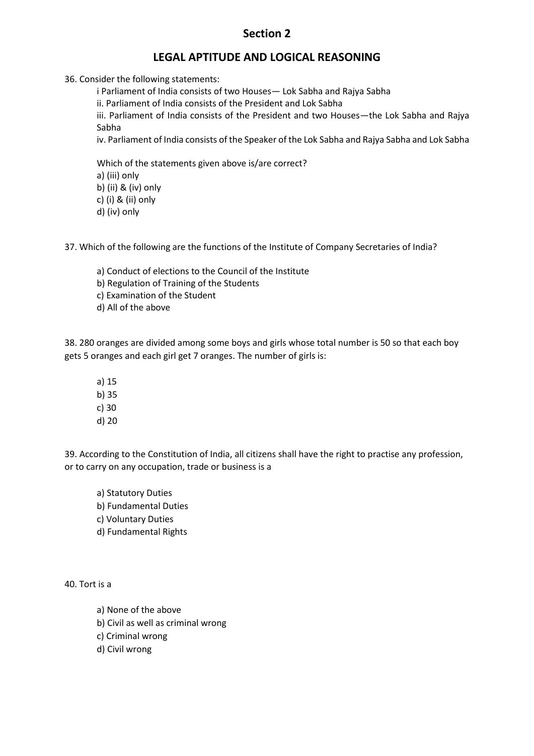## Section 2

## LEGAL APTITUDE AND LOGICAL REASONING

36. Consider the following statements:

i Parliament of India consists of two Houses— Lok Sabha and Rajya Sabha
ii. Parliament of India consists of the President and Lok Sabha
iii. Parliament of India consists of the President and two Houses—the Lok Sabha and Rajya Sabha
iv. Parliament of India consists of the Speaker of the Lok Sabha and Rajya Sabha and Lok Sabha

Which of the statements given above is/are correct?
a) (iii) only
b) (ii) & (iv) only
c) (i) & (ii) only
d) (iv) only

37. Which of the following are the functions of the Institute of Company Secretaries of India?

a) Conduct of elections to the Council of the Institute
b) Regulation of Training of the Students
c) Examination of the Student
d) All of the above

38. 280 oranges are divided among some boys and girls whose total number is 50 so that each boy gets 5 oranges and each girl get 7 oranges. The number of girls is:

a) 15
b) 35
c) 30
d) 20

39. According to the Constitution of India, all citizens shall have the right to practise any profession, or to carry on any occupation, trade or business is a

a) Statutory Duties
b) Fundamental Duties
c) Voluntary Duties
d) Fundamental Rights

40. Tort is a

a) None of the above
b) Civil as well as criminal wrong
c) Criminal wrong
d) Civil wrong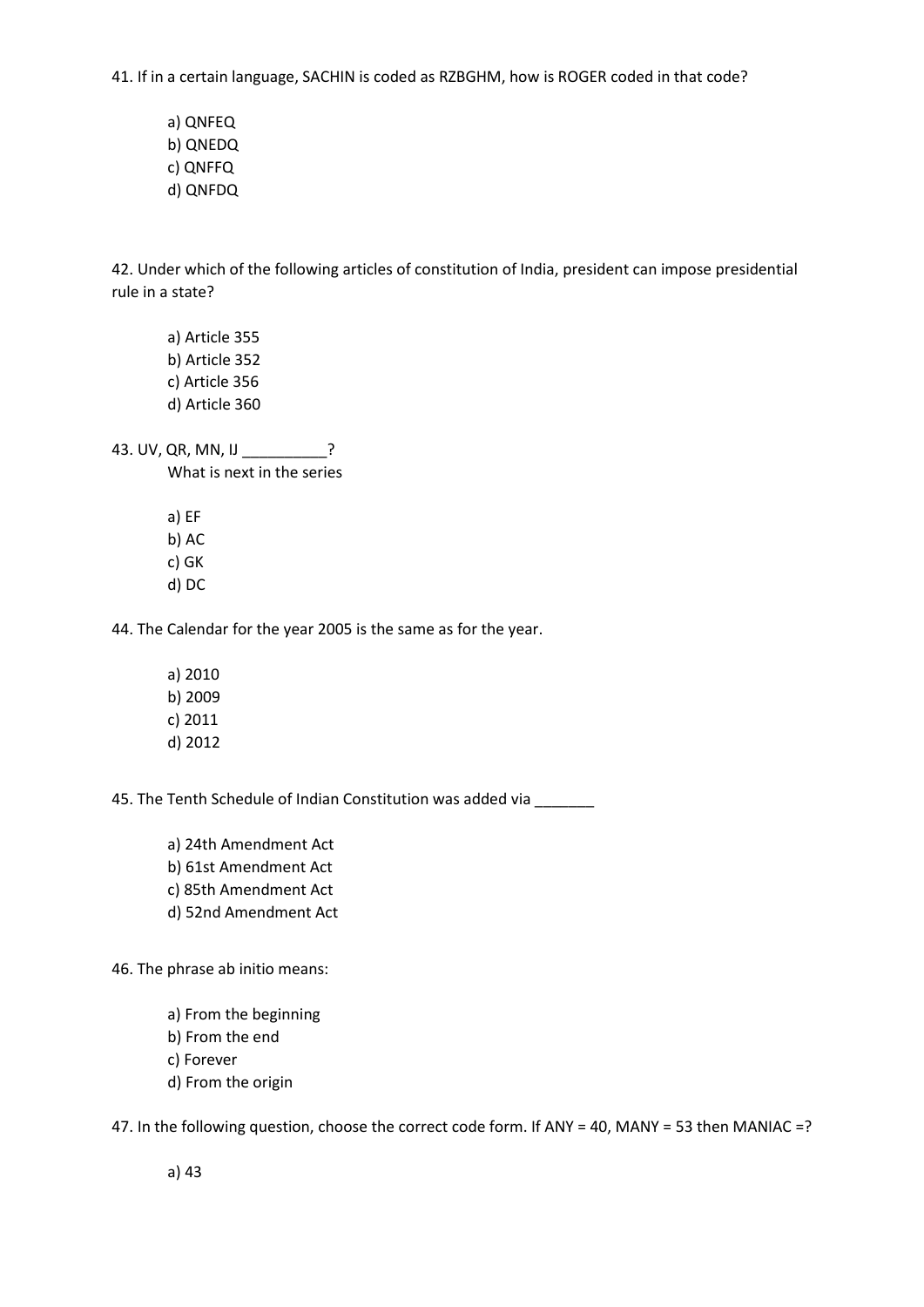41. If in a certain language, SACHIN is coded as RZBGHM, how is ROGER coded in that code?

a) QNFEQ
b) QNEDQ
c) QNFFQ
d) QNFDQ

42. Under which of the following articles of constitution of India, president can impose presidential rule in a state?

a) Article 355
b) Article 352
c) Article 356
d) Article 360

43. UV, QR, MN, IJ __________?
What is next in the series

a) EF
b) AC
c) GK
d) DC

44. The Calendar for the year 2005 is the same as for the year.

a) 2010
b) 2009
c) 2011
d) 2012

45. The Tenth Schedule of Indian Constitution was added via _______

a) 24th Amendment Act
b) 61st Amendment Act
c) 85th Amendment Act
d) 52nd Amendment Act

46. The phrase ab initio means:

a) From the beginning
b) From the end
c) Forever
d) From the origin

47. In the following question, choose the correct code form. If ANY = 40, MANY = 53 then MANIAC =?

a) 43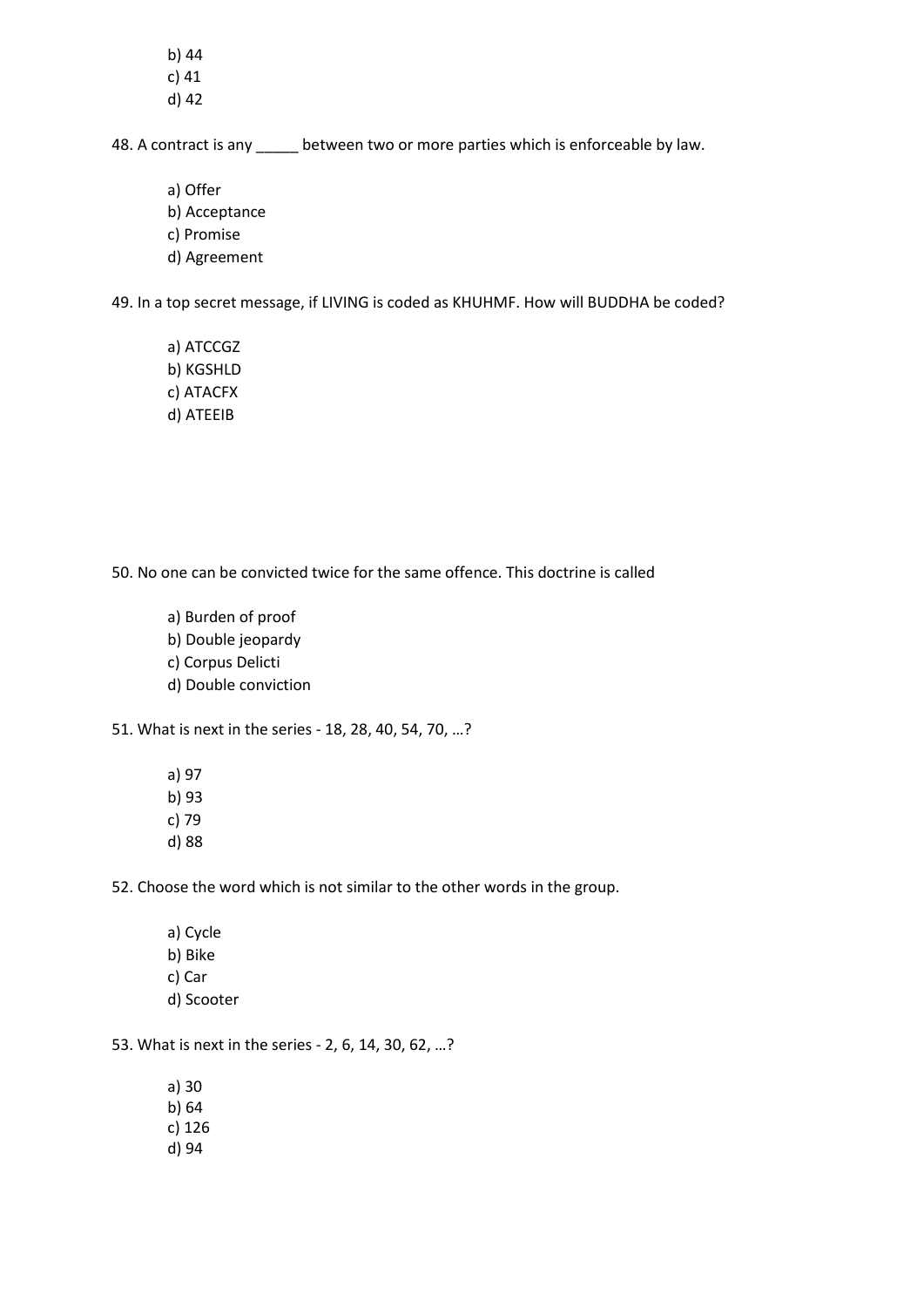b) 44
c) 41
d) 42

48. A contract is any _____ between two or more parties which is enforceable by law.

a) Offer
b) Acceptance
c) Promise
d) Agreement

49. In a top secret message, if LIVING is coded as KHUHMF. How will BUDDHA be coded?

a) ATCCGZ
b) KGSHLD
c) ATACFX
d) ATEEIB

50. No one can be convicted twice for the same offence. This doctrine is called

a) Burden of proof
b) Double jeopardy
c) Corpus Delicti
d) Double conviction

51. What is next in the series - 18, 28, 40, 54, 70, …?

a) 97
b) 93
c) 79
d) 88

52. Choose the word which is not similar to the other words in the group.

a) Cycle
b) Bike
c) Car
d) Scooter

53. What is next in the series - 2, 6, 14, 30, 62, …?

a) 30
b) 64
c) 126
d) 94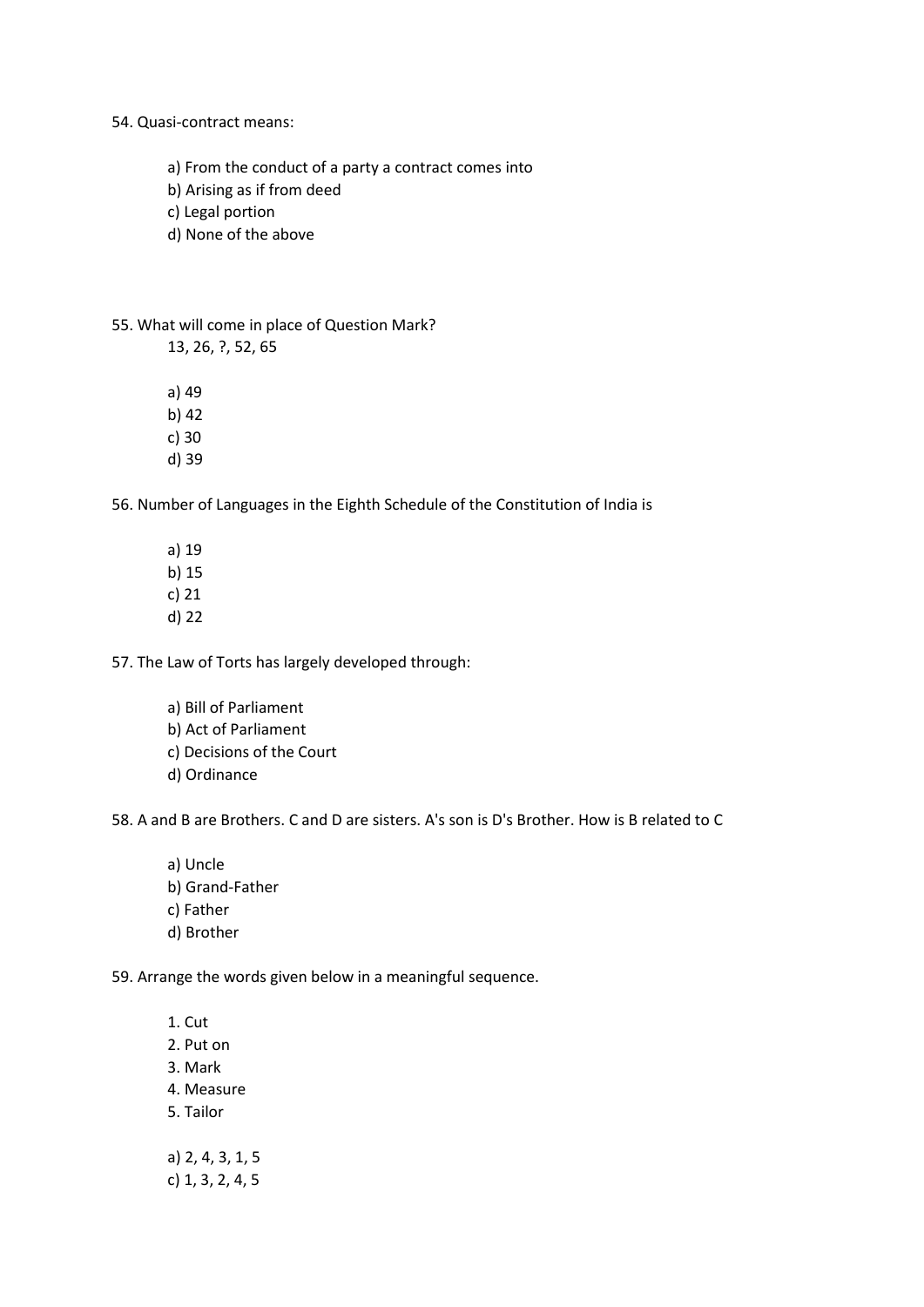54. Quasi-contract means:

a) From the conduct of a party a contract comes into
b) Arising as if from deed
c) Legal portion
d) None of the above

55. What will come in place of Question Mark?
13, 26, ?, 52, 65

a) 49
b) 42
c) 30
d) 39

56. Number of Languages in the Eighth Schedule of the Constitution of India is

a) 19
b) 15
c) 21
d) 22

57. The Law of Torts has largely developed through:

a) Bill of Parliament
b) Act of Parliament
c) Decisions of the Court
d) Ordinance

58. A and B are Brothers. C and D are sisters. A's son is D's Brother. How is B related to C

a) Uncle
b) Grand-Father
c) Father
d) Brother

59. Arrange the words given below in a meaningful sequence.

1. Cut
2. Put on
3. Mark
4. Measure
5. Tailor

a) 2, 4, 3, 1, 5
c) 1, 3, 2, 4, 5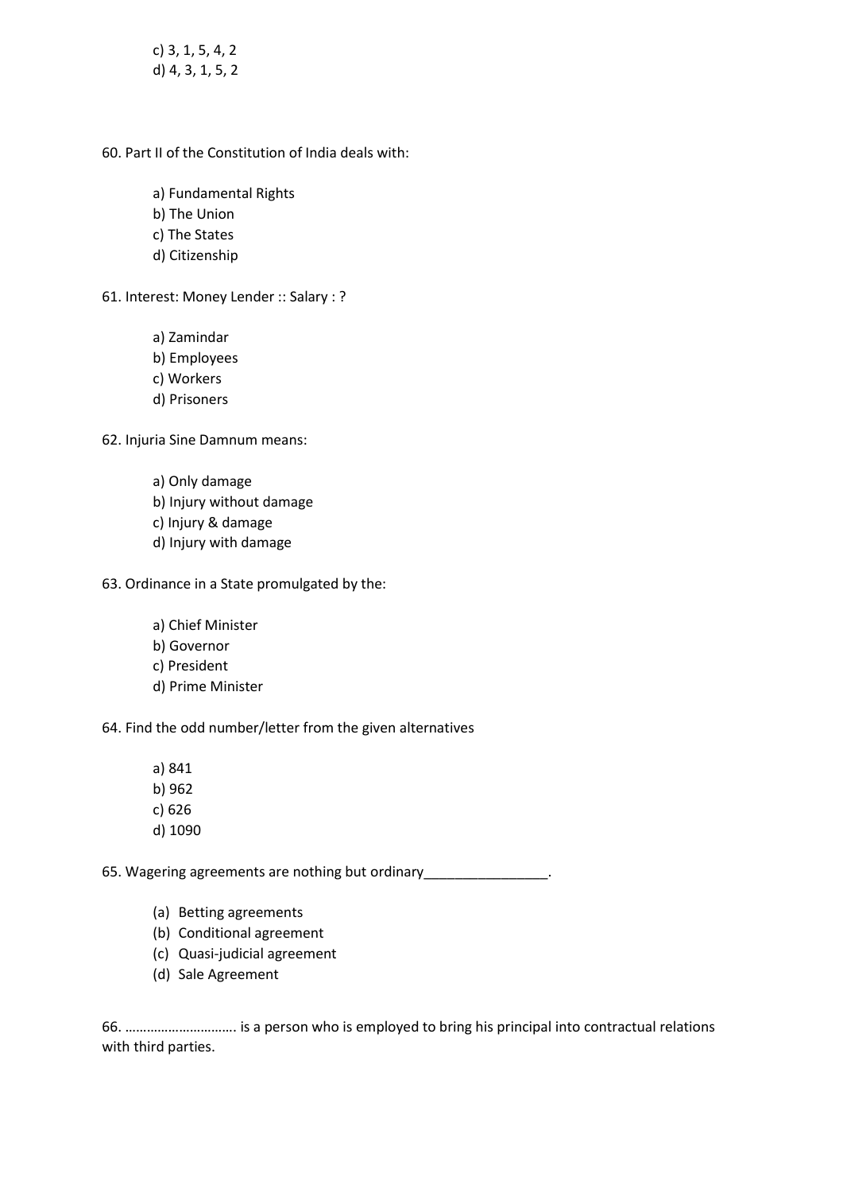c) 3, 1, 5, 4, 2
d) 4, 3, 1, 5, 2

60. Part II of the Constitution of India deals with:

a) Fundamental Rights
b) The Union
c) The States
d) Citizenship

61. Interest: Money Lender :: Salary : ?

a) Zamindar
b) Employees
c) Workers
d) Prisoners

62. Injuria Sine Damnum means:

a) Only damage
b) Injury without damage
c) Injury & damage
d) Injury with damage

63. Ordinance in a State promulgated by the:

a) Chief Minister
b) Governor
c) President
d) Prime Minister

64. Find the odd number/letter from the given alternatives

a) 841
b) 962
c) 626
d) 1090

65. Wagering agreements are nothing but ordinary________________.

(a) Betting agreements
(b) Conditional agreement
(c) Quasi-judicial agreement
(d) Sale Agreement

66. …………………………. is a person who is employed to bring his principal into contractual relations with third parties.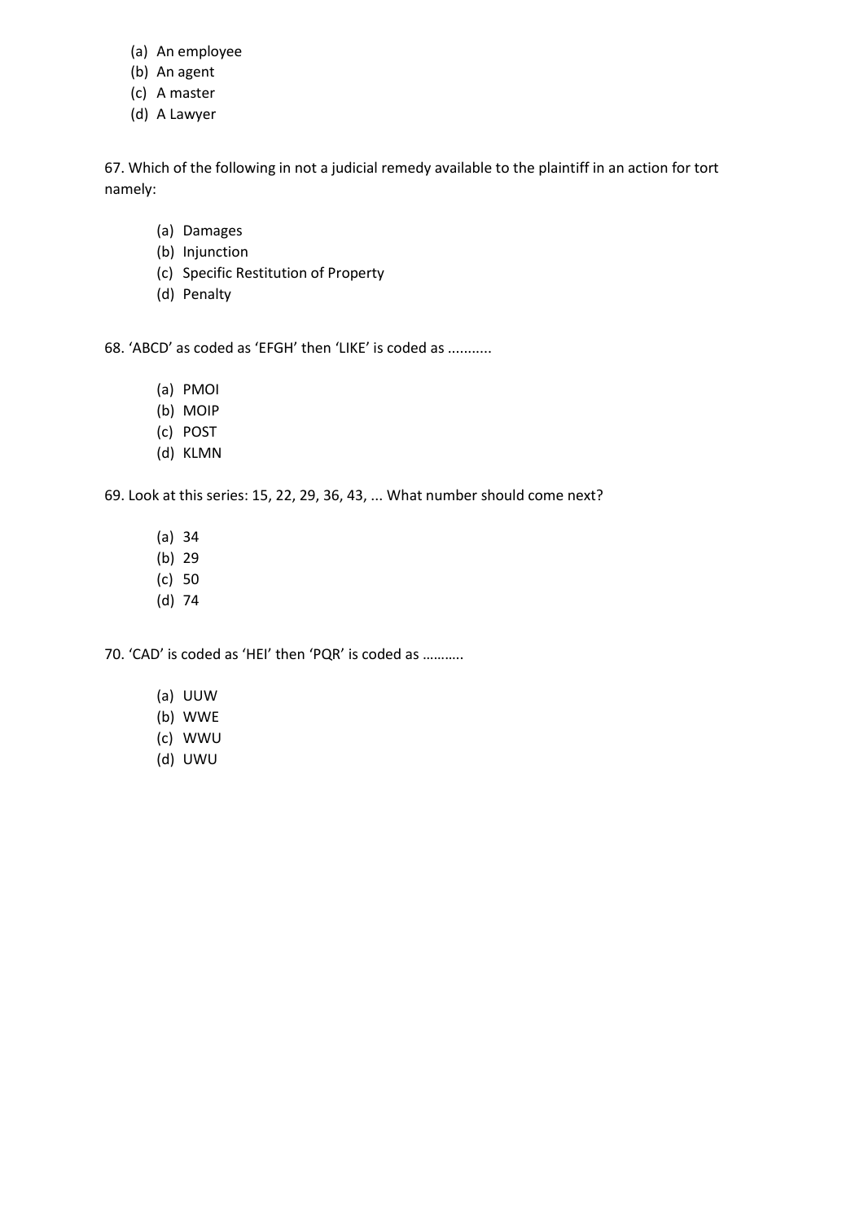(a) An employee
(b) An agent
(c) A master
(d) A Lawyer

67. Which of the following in not a judicial remedy available to the plaintiff in an action for tort namely:

(a) Damages
(b) Injunction
(c) Specific Restitution of Property
(d) Penalty

68. 'ABCD' as coded as 'EFGH' then 'LIKE' is coded as ...........

(a) PMOI
(b) MOIP
(c) POST
(d) KLMN

69. Look at this series: 15, 22, 29, 36, 43, ... What number should come next?

(a) 34
(b) 29
(c) 50
(d) 74

70. 'CAD' is coded as 'HEI' then 'PQR' is coded as ………..

(a) UUW
(b) WWE
(c) WWU
(d) UWU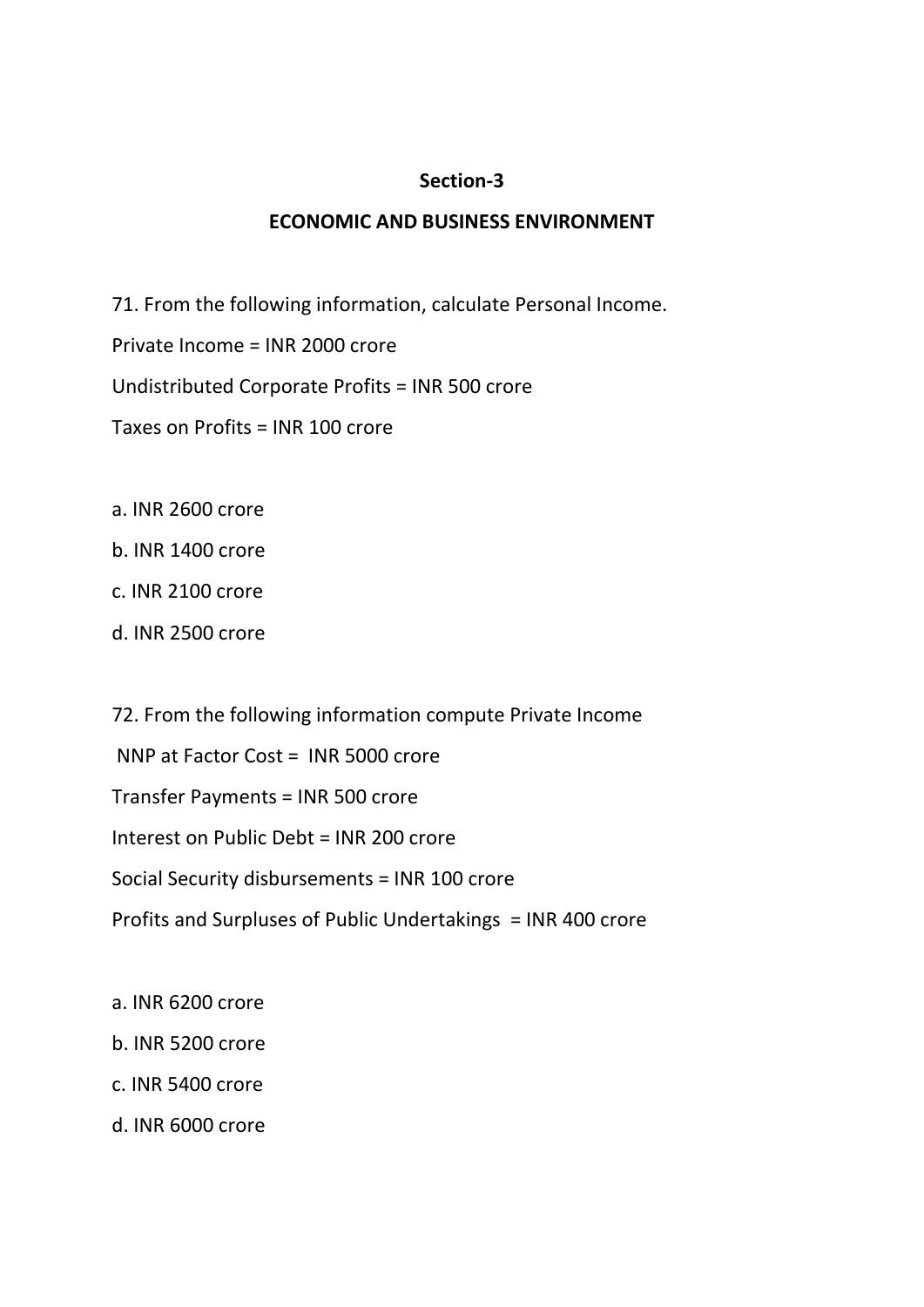## Section-3

## ECONOMIC AND BUSINESS ENVIRONMENT

71. From the following information, calculate Personal Income.

Private Income = INR 2000 crore

Undistributed Corporate Profits = INR 500 crore

Taxes on Profits = INR 100 crore

a. INR 2600 crore

b. INR 1400 crore

c. INR 2100 crore

d. INR 2500 crore

72. From the following information compute Private Income

NNP at Factor Cost = INR 5000 crore

Transfer Payments = INR 500 crore

Interest on Public Debt = INR 200 crore

Social Security disbursements = INR 100 crore

Profits and Surpluses of Public Undertakings = INR 400 crore

a. INR 6200 crore

b. INR 5200 crore

c. INR 5400 crore

d. INR 6000 crore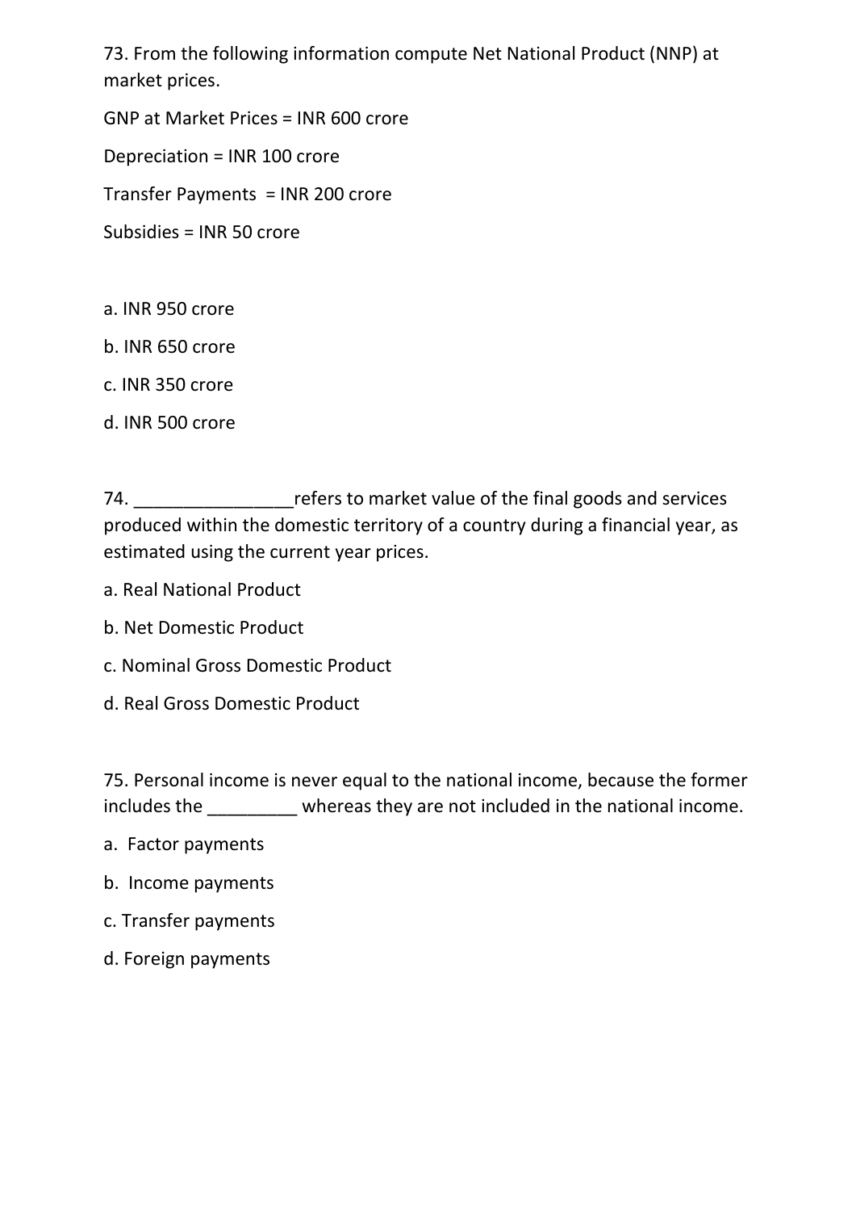73. From the following information compute Net National Product (NNP) at market prices.

GNP at Market Prices = INR 600 crore

Depreciation = INR 100 crore

Transfer Payments  = INR 200 crore

Subsidies = INR 50 crore

a. INR 950 crore

b. INR 650 crore

c. INR 350 crore

d. INR 500 crore

74. ________________refers to market value of the final goods and services produced within the domestic territory of a country during a financial year, as estimated using the current year prices.

a. Real National Product

b. Net Domestic Product

c. Nominal Gross Domestic Product

d. Real Gross Domestic Product

75. Personal income is never equal to the national income, because the former includes the _________ whereas they are not included in the national income.

a.  Factor payments

b.  Income payments

c. Transfer payments

d. Foreign payments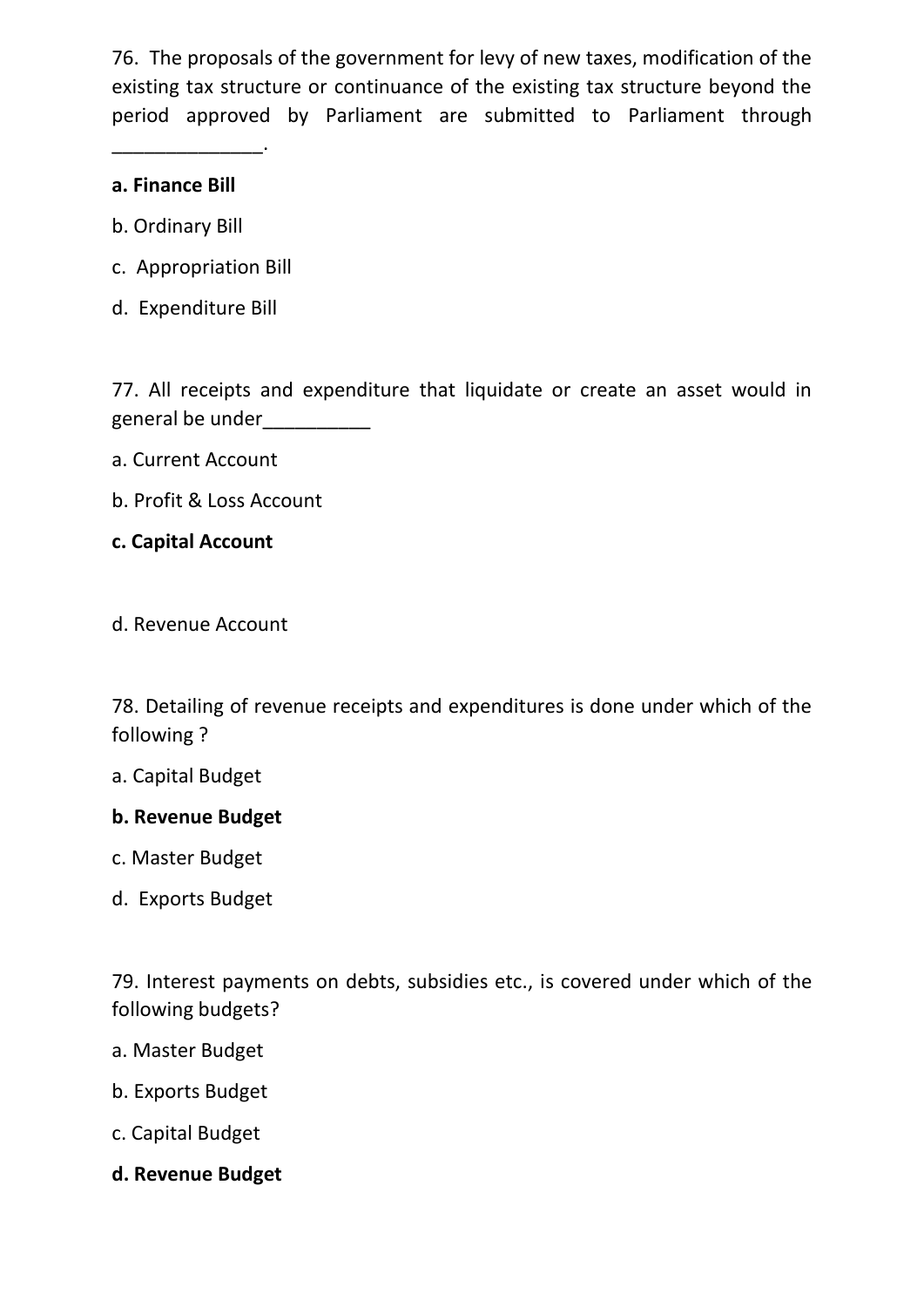76. The proposals of the government for levy of new taxes, modification of the existing tax structure or continuance of the existing tax structure beyond the period approved by Parliament are submitted to Parliament through ______________.

**a. Finance Bill**

b. Ordinary Bill

c. Appropriation Bill

d. Expenditure Bill

77. All receipts and expenditure that liquidate or create an asset would in general be under__________

a. Current Account

b. Profit & Loss Account

**c. Capital Account**

d. Revenue Account

78. Detailing of revenue receipts and expenditures is done under which of the following ?

a. Capital Budget

**b. Revenue Budget**

c. Master Budget

d. Exports Budget

79. Interest payments on debts, subsidies etc., is covered under which of the following budgets?

a. Master Budget

b. Exports Budget

c. Capital Budget

**d. Revenue Budget**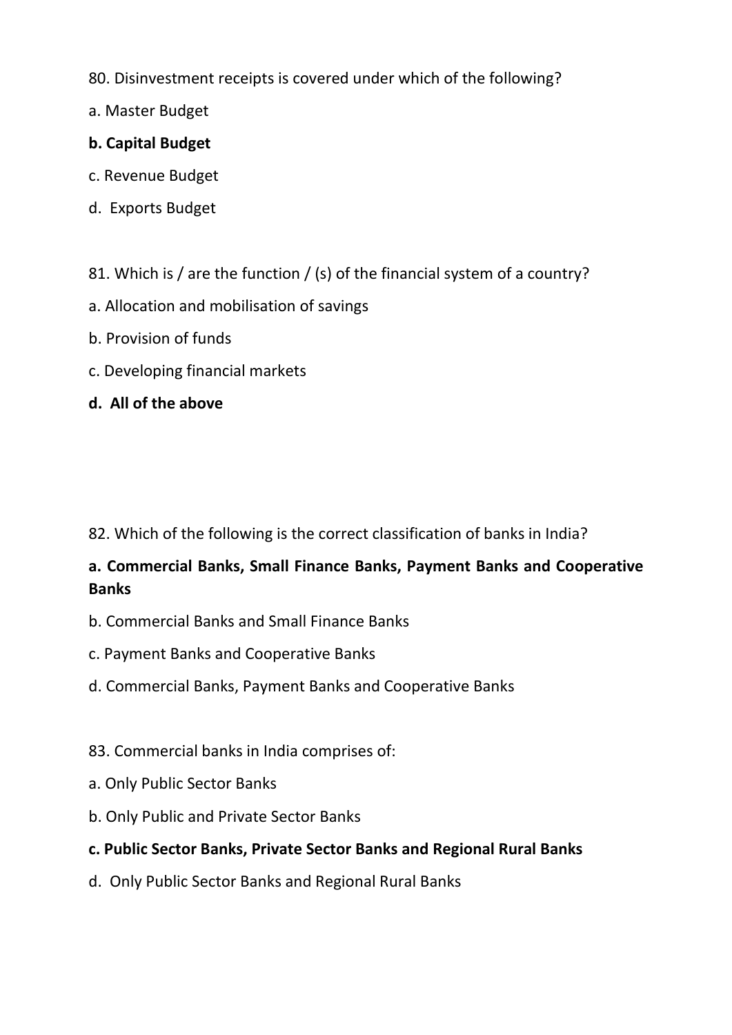80. Disinvestment receipts is covered under which of the following?

a. Master Budget

**b. Capital Budget**

c. Revenue Budget

d. Exports Budget

81. Which is / are the function / (s) of the financial system of a country?

a. Allocation and mobilisation of savings

b. Provision of funds

c. Developing financial markets

**d. All of the above**

82. Which of the following is the correct classification of banks in India?

**a. Commercial Banks, Small Finance Banks, Payment Banks and Cooperative Banks**

b. Commercial Banks and Small Finance Banks

c. Payment Banks and Cooperative Banks

d. Commercial Banks, Payment Banks and Cooperative Banks

83. Commercial banks in India comprises of:

a. Only Public Sector Banks

b. Only Public and Private Sector Banks

**c. Public Sector Banks, Private Sector Banks and Regional Rural Banks**

d. Only Public Sector Banks and Regional Rural Banks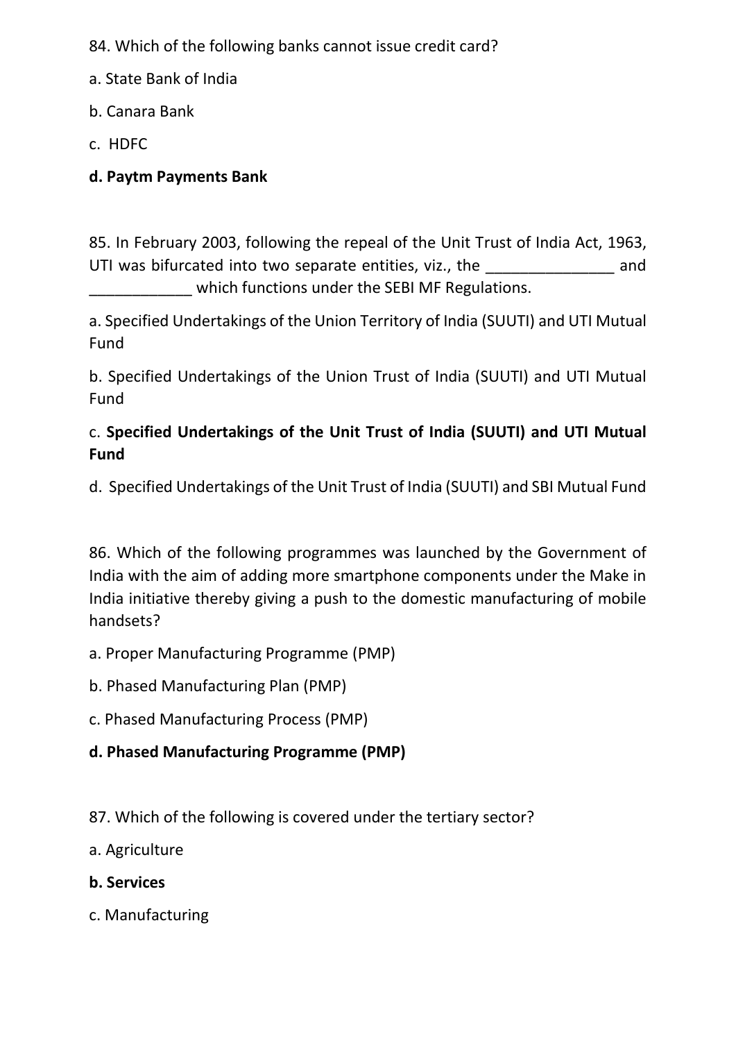84. Which of the following banks cannot issue credit card?

a. State Bank of India

b. Canara Bank

c. HDFC

**d. Paytm Payments Bank**

85. In February 2003, following the repeal of the Unit Trust of India Act, 1963, UTI was bifurcated into two separate entities, viz., the _______________ and ____________ which functions under the SEBI MF Regulations.

a. Specified Undertakings of the Union Territory of India (SUUTI) and UTI Mutual Fund

b. Specified Undertakings of the Union Trust of India (SUUTI) and UTI Mutual Fund

c. **Specified Undertakings of the Unit Trust of India (SUUTI) and UTI Mutual Fund**

d. Specified Undertakings of the Unit Trust of India (SUUTI) and SBI Mutual Fund

86. Which of the following programmes was launched by the Government of India with the aim of adding more smartphone components under the Make in India initiative thereby giving a push to the domestic manufacturing of mobile handsets?

a. Proper Manufacturing Programme (PMP)

b. Phased Manufacturing Plan (PMP)

c. Phased Manufacturing Process (PMP)

**d. Phased Manufacturing Programme (PMP)**

87. Which of the following is covered under the tertiary sector?

a. Agriculture

**b. Services**

c. Manufacturing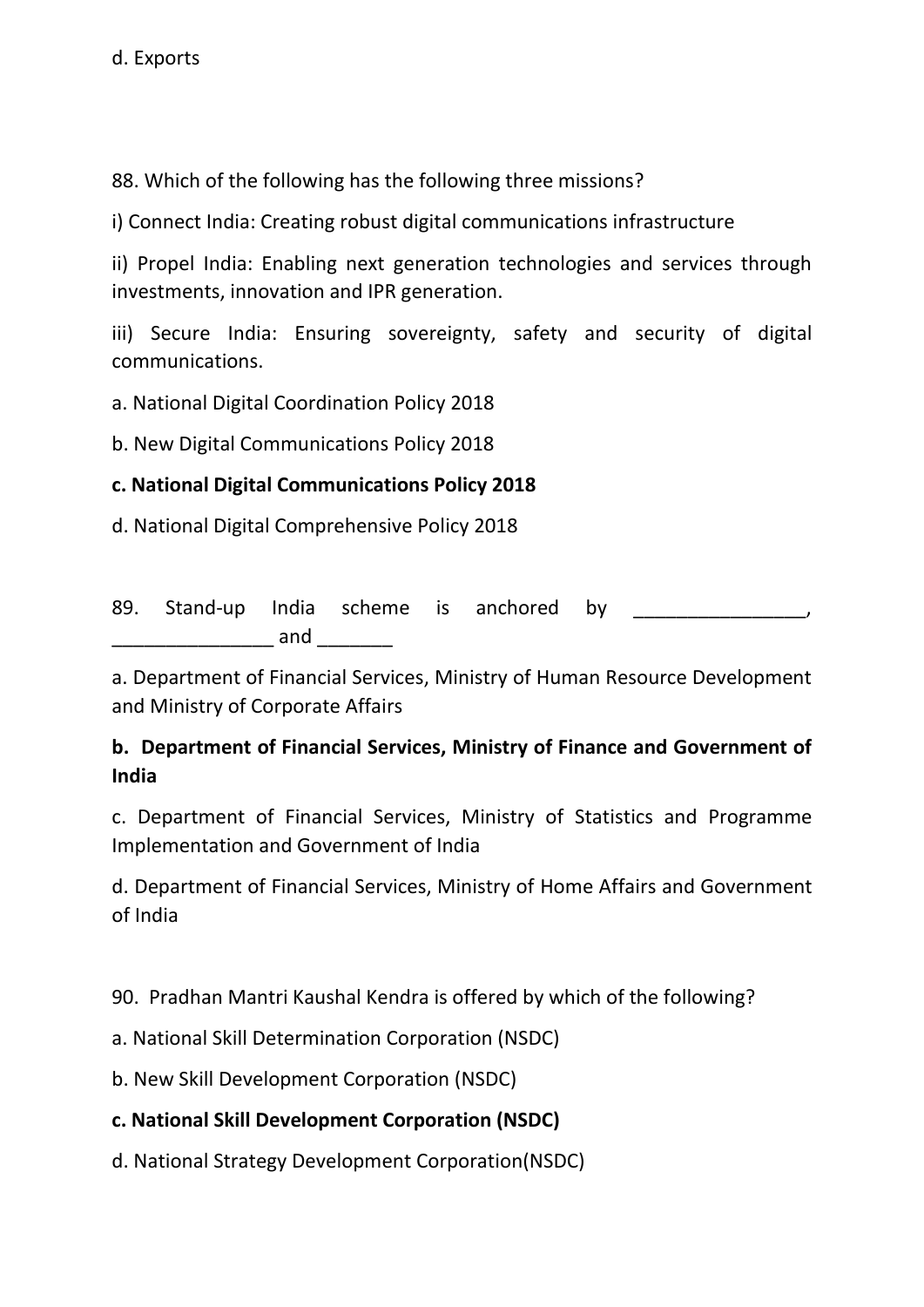d. Exports

88. Which of the following has the following three missions?

i) Connect India: Creating robust digital communications infrastructure

ii) Propel India: Enabling next generation technologies and services through investments, innovation and IPR generation.

iii) Secure India: Ensuring sovereignty, safety and security of digital communications.

a. National Digital Coordination Policy 2018

b. New Digital Communications Policy 2018

**c. National Digital Communications Policy 2018**

d. National Digital Comprehensive Policy 2018

89. Stand-up India scheme is anchored by ________________, _______________ and _______

a. Department of Financial Services, Ministry of Human Resource Development and Ministry of Corporate Affairs

**b. Department of Financial Services, Ministry of Finance and Government of India**

c. Department of Financial Services, Ministry of Statistics and Programme Implementation and Government of India

d. Department of Financial Services, Ministry of Home Affairs and Government of India

90. Pradhan Mantri Kaushal Kendra is offered by which of the following?

a. National Skill Determination Corporation (NSDC)

b. New Skill Development Corporation (NSDC)

**c. National Skill Development Corporation (NSDC)**

d. National Strategy Development Corporation(NSDC)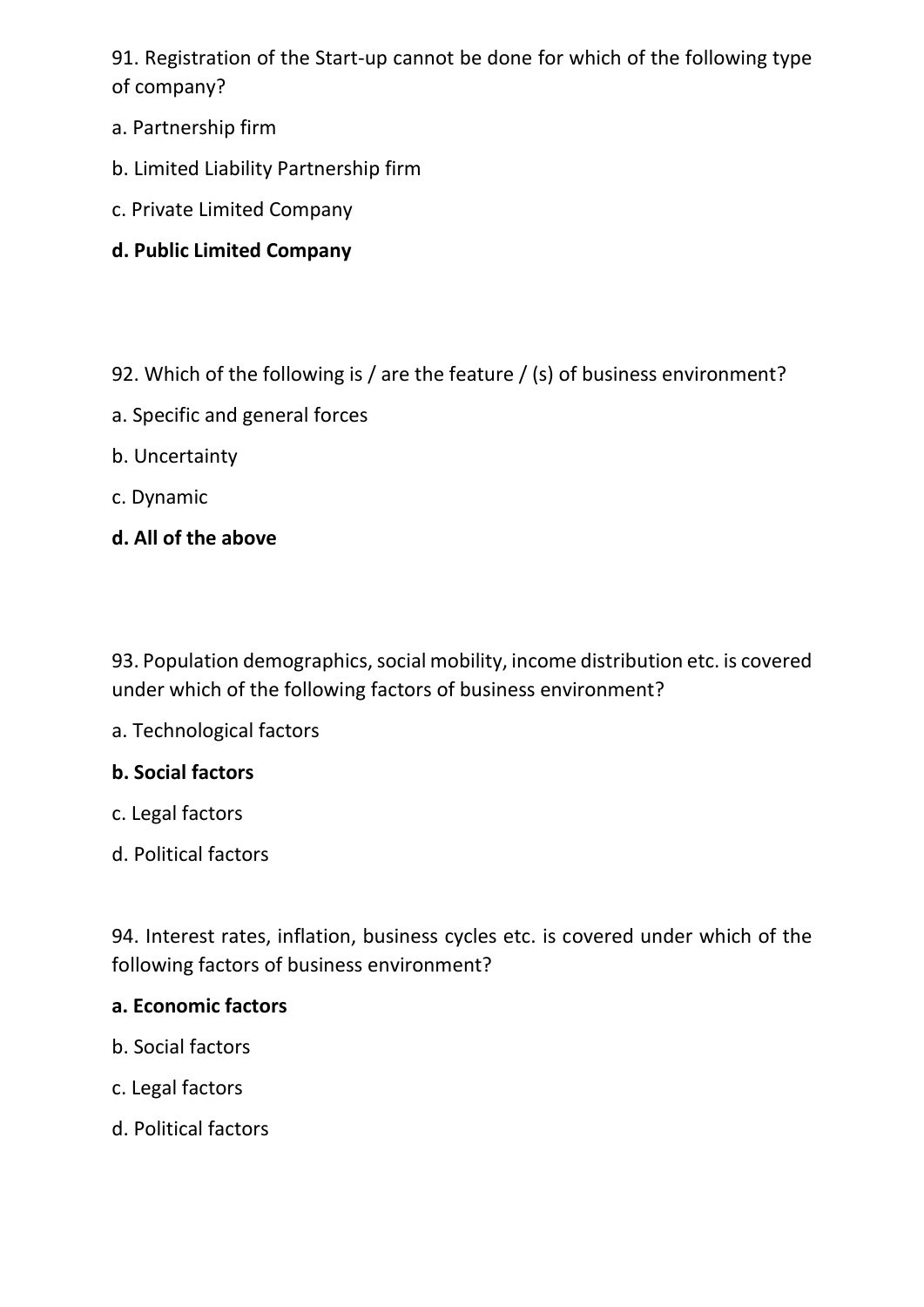91. Registration of the Start-up cannot be done for which of the following type of company?

a. Partnership firm

b. Limited Liability Partnership firm

c. Private Limited Company

**d. Public Limited Company**

92. Which of the following is / are the feature / (s) of business environment?

a. Specific and general forces

b. Uncertainty

c. Dynamic

**d. All of the above**

93. Population demographics, social mobility, income distribution etc. is covered under which of the following factors of business environment?

a. Technological factors

**b. Social factors**

c. Legal factors

d. Political factors

94. Interest rates, inflation, business cycles etc. is covered under which of the following factors of business environment?

**a. Economic factors**

b. Social factors

c. Legal factors

d. Political factors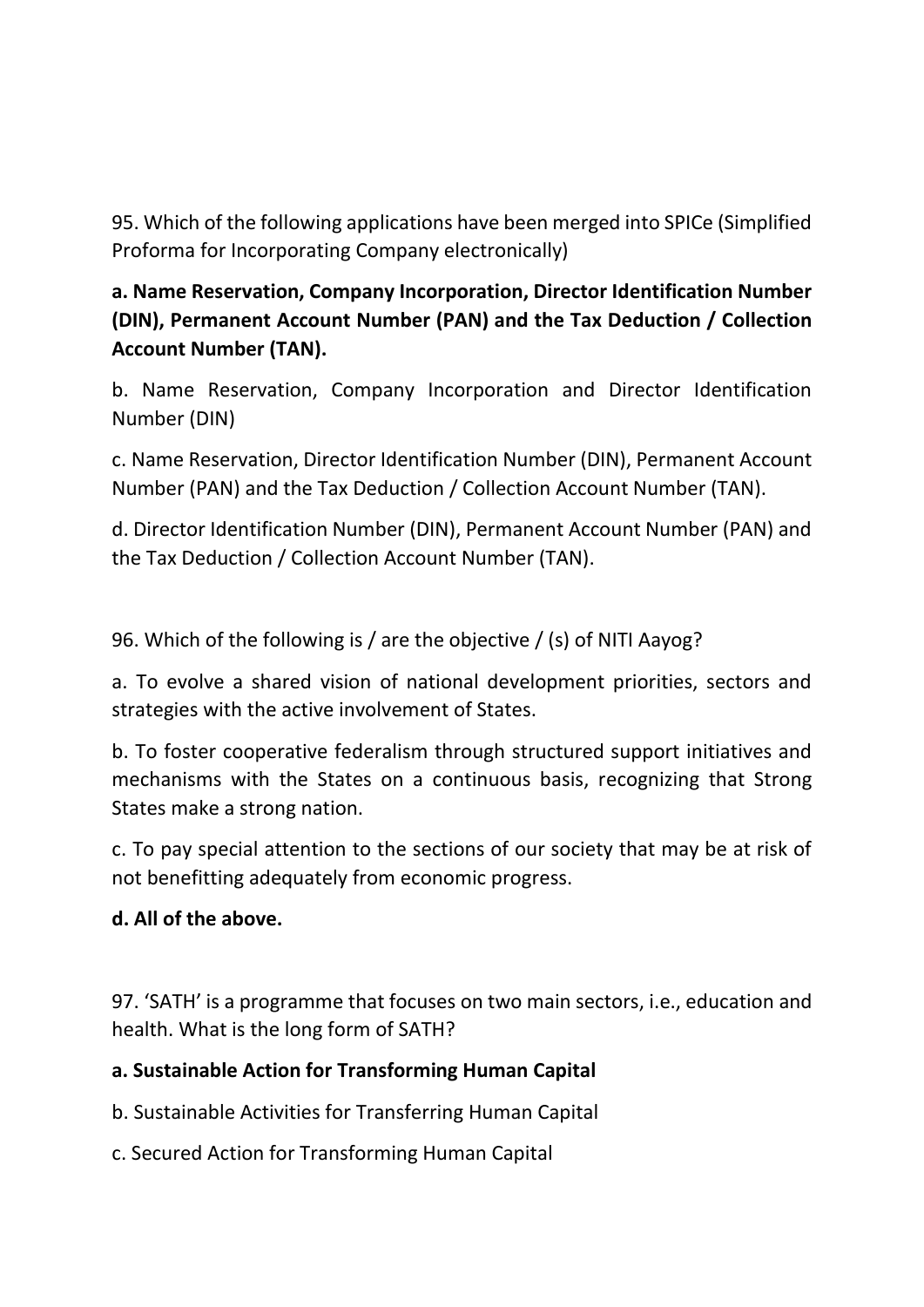95. Which of the following applications have been merged into SPICe (Simplified Proforma for Incorporating Company electronically)

**a. Name Reservation, Company Incorporation, Director Identification Number (DIN), Permanent Account Number (PAN) and the Tax Deduction / Collection Account Number (TAN).**

b. Name Reservation, Company Incorporation and Director Identification Number (DIN)

c. Name Reservation, Director Identification Number (DIN), Permanent Account Number (PAN) and the Tax Deduction / Collection Account Number (TAN).

d. Director Identification Number (DIN), Permanent Account Number (PAN) and the Tax Deduction / Collection Account Number (TAN).

96. Which of the following is / are the objective / (s) of NITI Aayog?

a. To evolve a shared vision of national development priorities, sectors and strategies with the active involvement of States.

b. To foster cooperative federalism through structured support initiatives and mechanisms with the States on a continuous basis, recognizing that Strong States make a strong nation.

c. To pay special attention to the sections of our society that may be at risk of not benefitting adequately from economic progress.

**d. All of the above.**

97. 'SATH' is a programme that focuses on two main sectors, i.e., education and health. What is the long form of SATH?

**a. Sustainable Action for Transforming Human Capital**

b. Sustainable Activities for Transferring Human Capital

c. Secured Action for Transforming Human Capital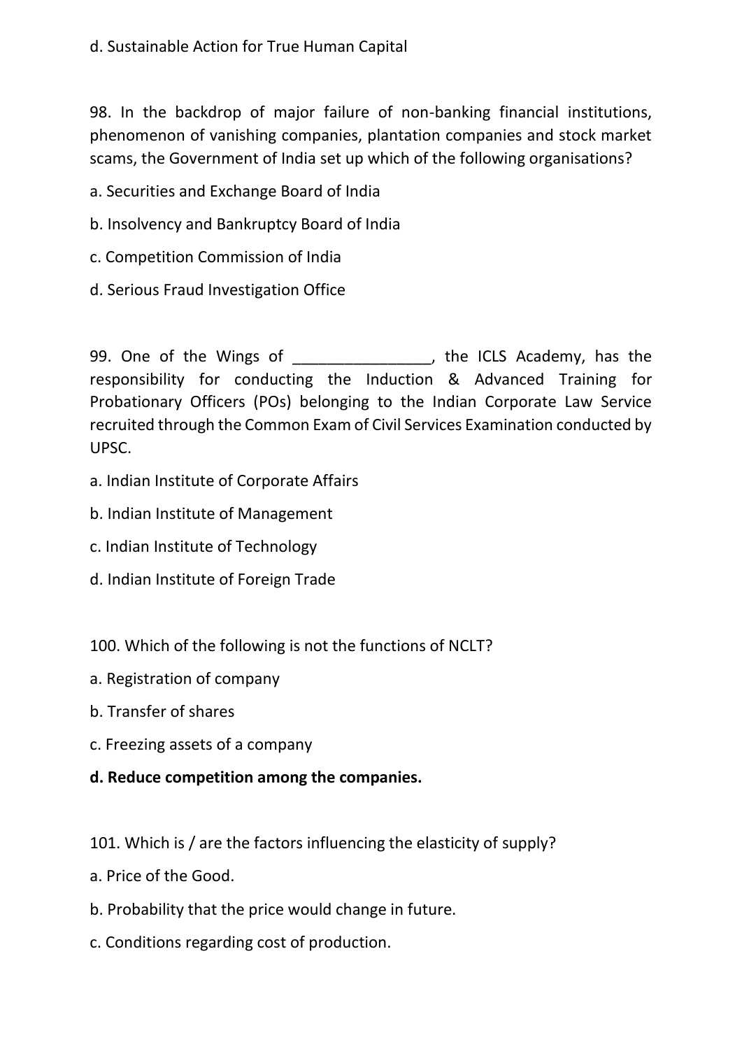d. Sustainable Action for True Human Capital

98. In the backdrop of major failure of non-banking financial institutions, phenomenon of vanishing companies, plantation companies and stock market scams, the Government of India set up which of the following organisations?

a. Securities and Exchange Board of India

b. Insolvency and Bankruptcy Board of India

c. Competition Commission of India

d. Serious Fraud Investigation Office

99. One of the Wings of ________________, the ICLS Academy, has the responsibility for conducting the Induction & Advanced Training for Probationary Officers (POs) belonging to the Indian Corporate Law Service recruited through the Common Exam of Civil Services Examination conducted by UPSC.

a. Indian Institute of Corporate Affairs

b. Indian Institute of Management

c. Indian Institute of Technology

d. Indian Institute of Foreign Trade

100. Which of the following is not the functions of NCLT?

a. Registration of company

b. Transfer of shares

c. Freezing assets of a company

**d. Reduce competition among the companies.**

101. Which is / are the factors influencing the elasticity of supply?

a. Price of the Good.

b. Probability that the price would change in future.

c. Conditions regarding cost of production.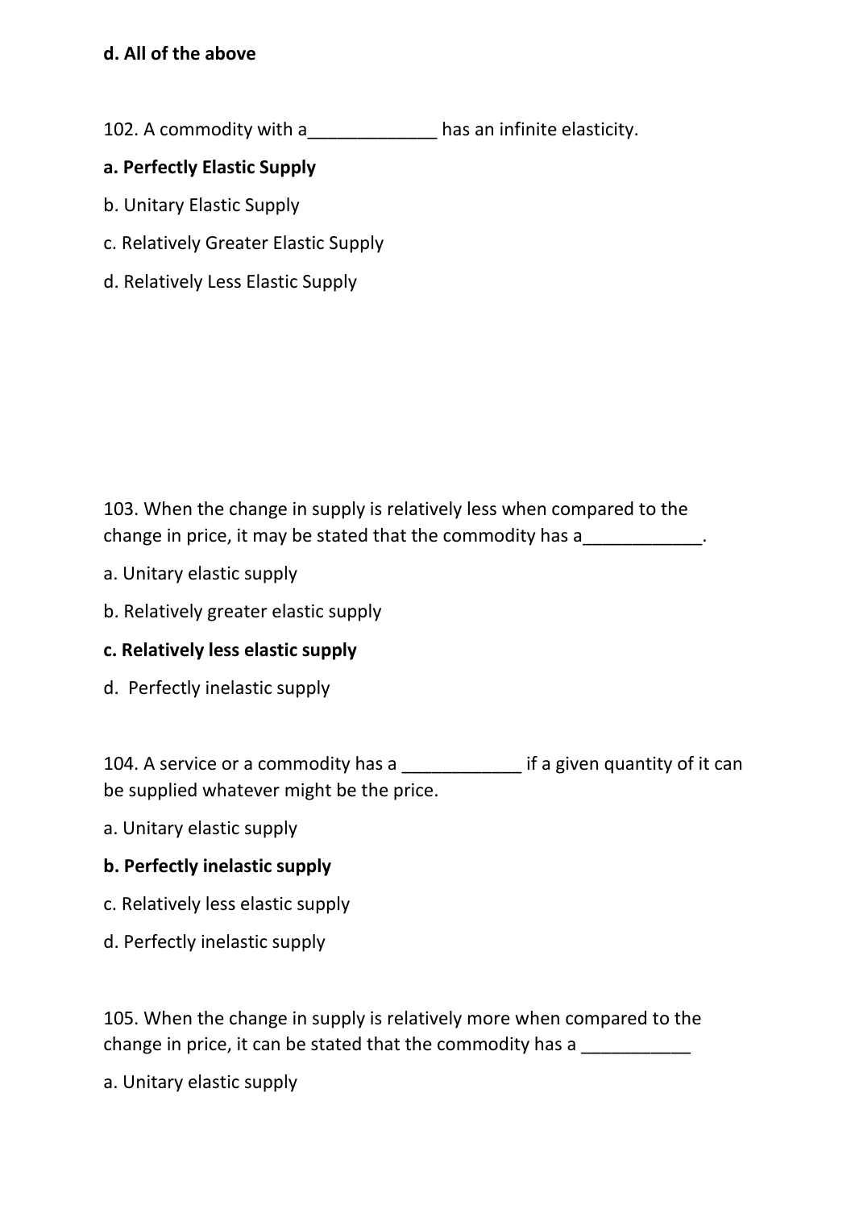**d. All of the above**

102. A commodity with a_____________ has an infinite elasticity.

**a. Perfectly Elastic Supply**

b. Unitary Elastic Supply

c. Relatively Greater Elastic Supply

d. Relatively Less Elastic Supply

103. When the change in supply is relatively less when compared to the change in price, it may be stated that the commodity has a____________.

a. Unitary elastic supply

b. Relatively greater elastic supply

**c. Relatively less elastic supply**

d. Perfectly inelastic supply

104. A service or a commodity has a ____________ if a given quantity of it can be supplied whatever might be the price.

a. Unitary elastic supply

**b. Perfectly inelastic supply**

c. Relatively less elastic supply

d. Perfectly inelastic supply

105. When the change in supply is relatively more when compared to the change in price, it can be stated that the commodity has a ___________

a. Unitary elastic supply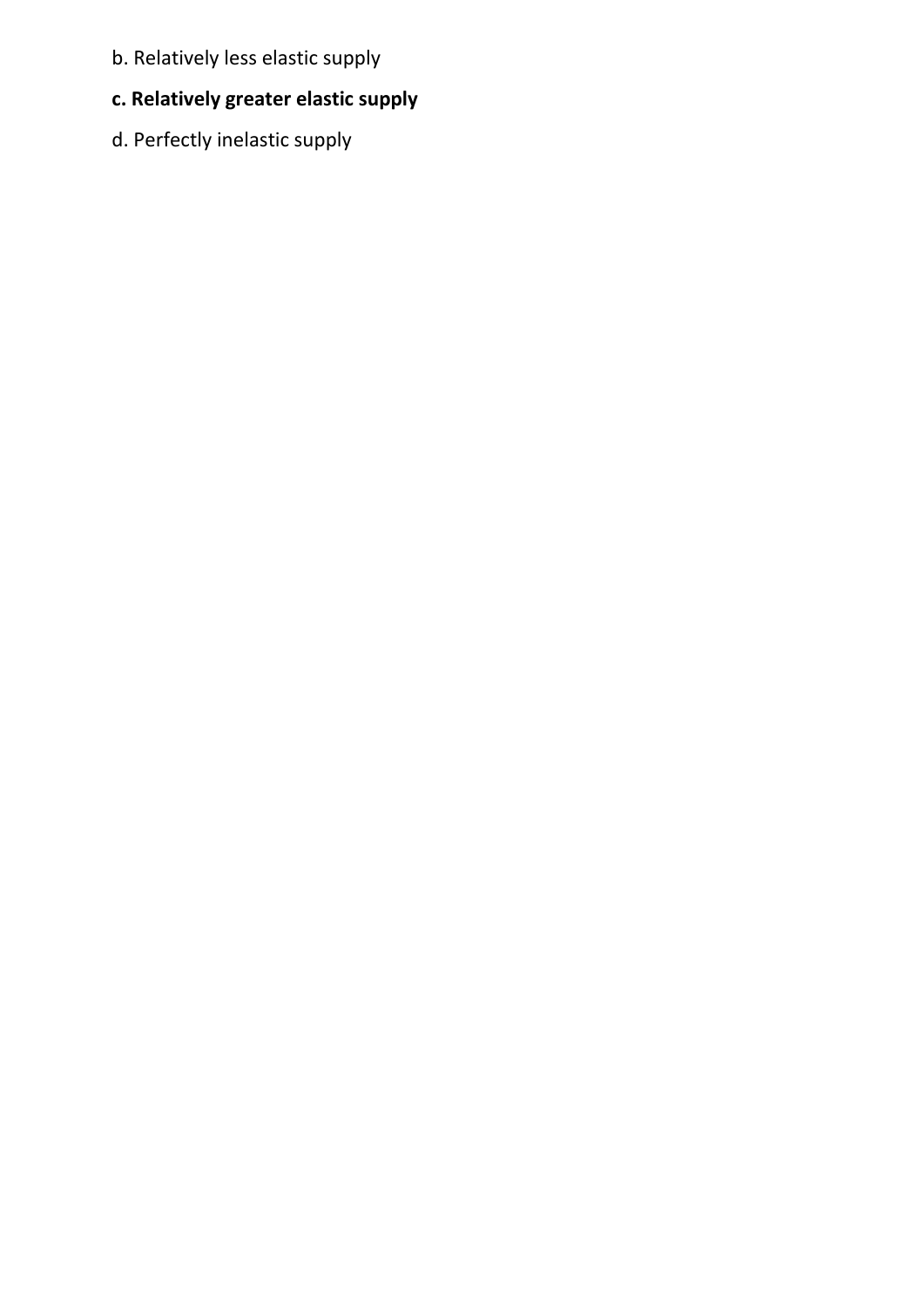b. Relatively less elastic supply

**c. Relatively greater elastic supply**

d. Perfectly inelastic supply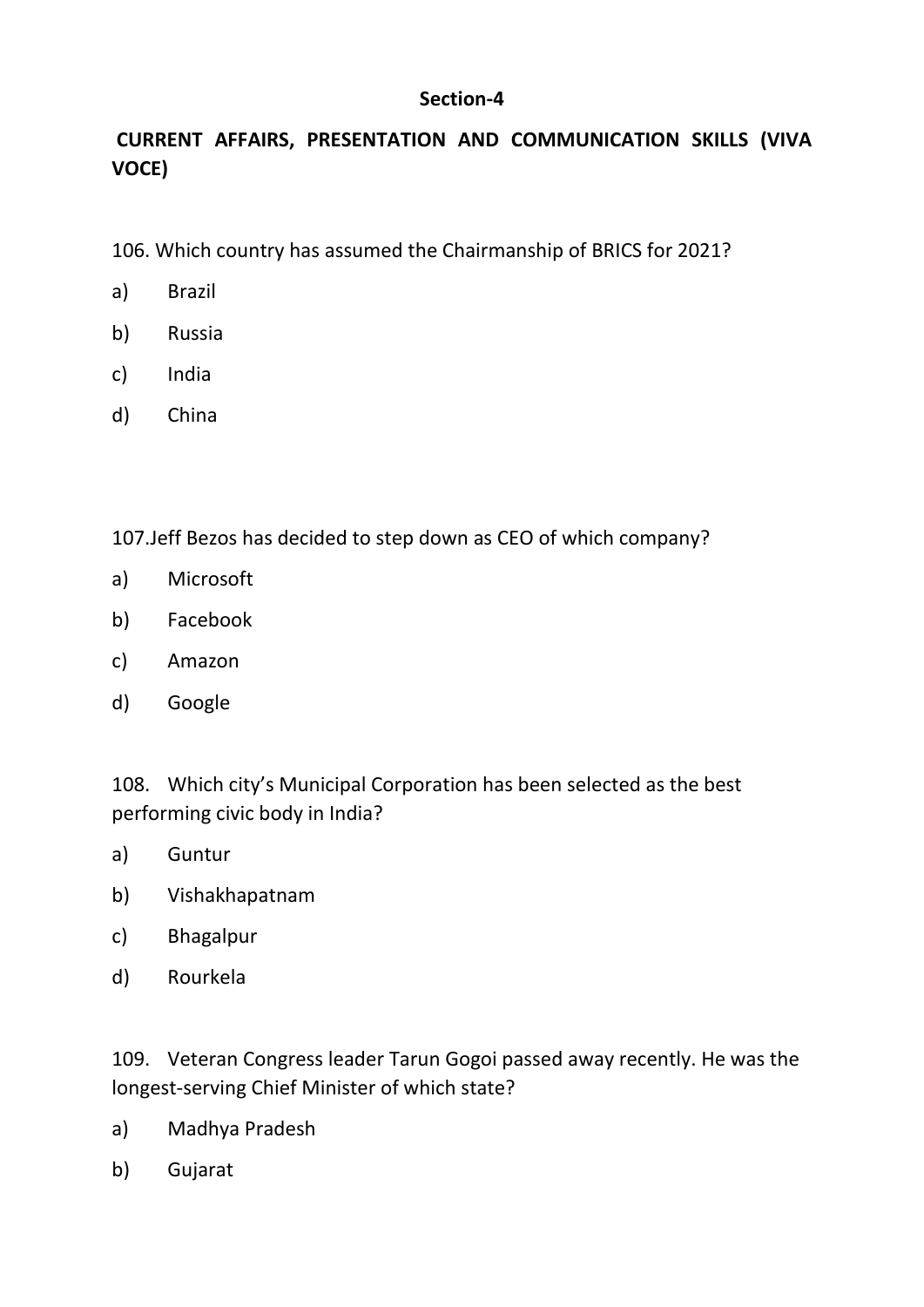## Section-4

### CURRENT AFFAIRS, PRESENTATION AND COMMUNICATION SKILLS (VIVA VOCE)

106. Which country has assumed the Chairmanship of BRICS for 2021?

a) Brazil

b) Russia

c) India

d) China

107.Jeff Bezos has decided to step down as CEO of which company?

a) Microsoft

b) Facebook

c) Amazon

d) Google

108. Which city's Municipal Corporation has been selected as the best performing civic body in India?

a) Guntur

b) Vishakhapatnam

c) Bhagalpur

d) Rourkela

109. Veteran Congress leader Tarun Gogoi passed away recently. He was the longest-serving Chief Minister of which state?

a) Madhya Pradesh

b) Gujarat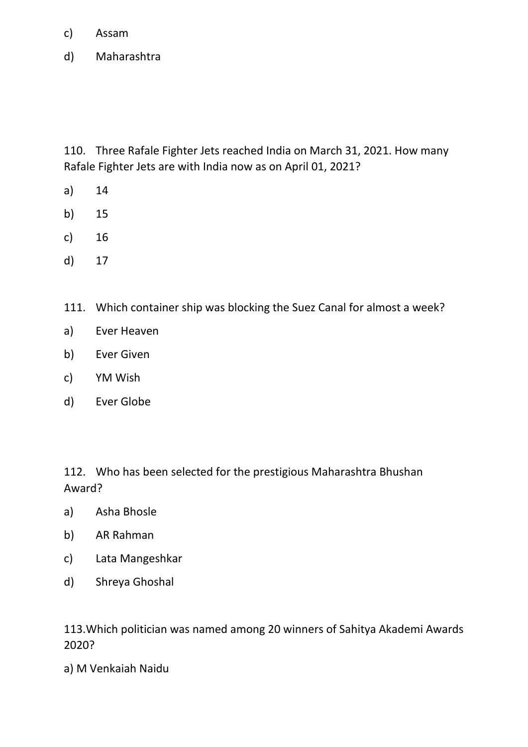c) Assam

d) Maharashtra

110. Three Rafale Fighter Jets reached India on March 31, 2021. How many Rafale Fighter Jets are with India now as on April 01, 2021?

a) 14

b) 15

c) 16

d) 17

111. Which container ship was blocking the Suez Canal for almost a week?

a) Ever Heaven

b) Ever Given

c) YM Wish

d) Ever Globe

112. Who has been selected for the prestigious Maharashtra Bhushan Award?

a) Asha Bhosle

b) AR Rahman

c) Lata Mangeshkar

d) Shreya Ghoshal

113. Which politician was named among 20 winners of Sahitya Akademi Awards 2020?

a) M Venkaiah Naidu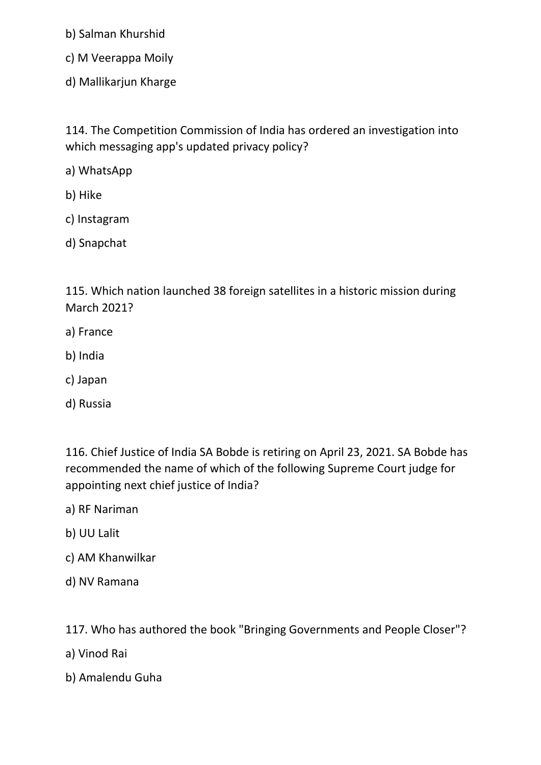b) Salman Khurshid

c) M Veerappa Moily

d) Mallikarjun Kharge

114. The Competition Commission of India has ordered an investigation into which messaging app's updated privacy policy?

a) WhatsApp

b) Hike

c) Instagram

d) Snapchat

115. Which nation launched 38 foreign satellites in a historic mission during March 2021?

a) France

b) India

c) Japan

d) Russia

116. Chief Justice of India SA Bobde is retiring on April 23, 2021. SA Bobde has recommended the name of which of the following Supreme Court judge for appointing next chief justice of India?

a) RF Nariman

b) UU Lalit

c) AM Khanwilkar

d) NV Ramana

117. Who has authored the book "Bringing Governments and People Closer"?

a) Vinod Rai

b) Amalendu Guha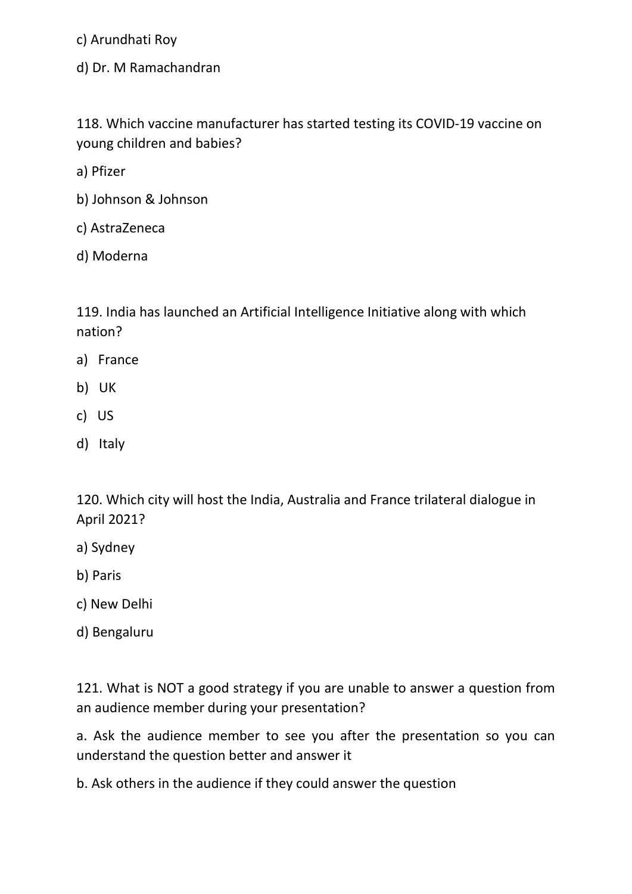c) Arundhati Roy

d) Dr. M Ramachandran

118. Which vaccine manufacturer has started testing its COVID-19 vaccine on young children and babies?

a) Pfizer

b) Johnson & Johnson

c) AstraZeneca

d) Moderna

119. India has launched an Artificial Intelligence Initiative along with which nation?

a) France

b) UK

c) US

d) Italy

120. Which city will host the India, Australia and France trilateral dialogue in April 2021?

a) Sydney

b) Paris

c) New Delhi

d) Bengaluru

121. What is NOT a good strategy if you are unable to answer a question from an audience member during your presentation?

a. Ask the audience member to see you after the presentation so you can understand the question better and answer it

b. Ask others in the audience if they could answer the question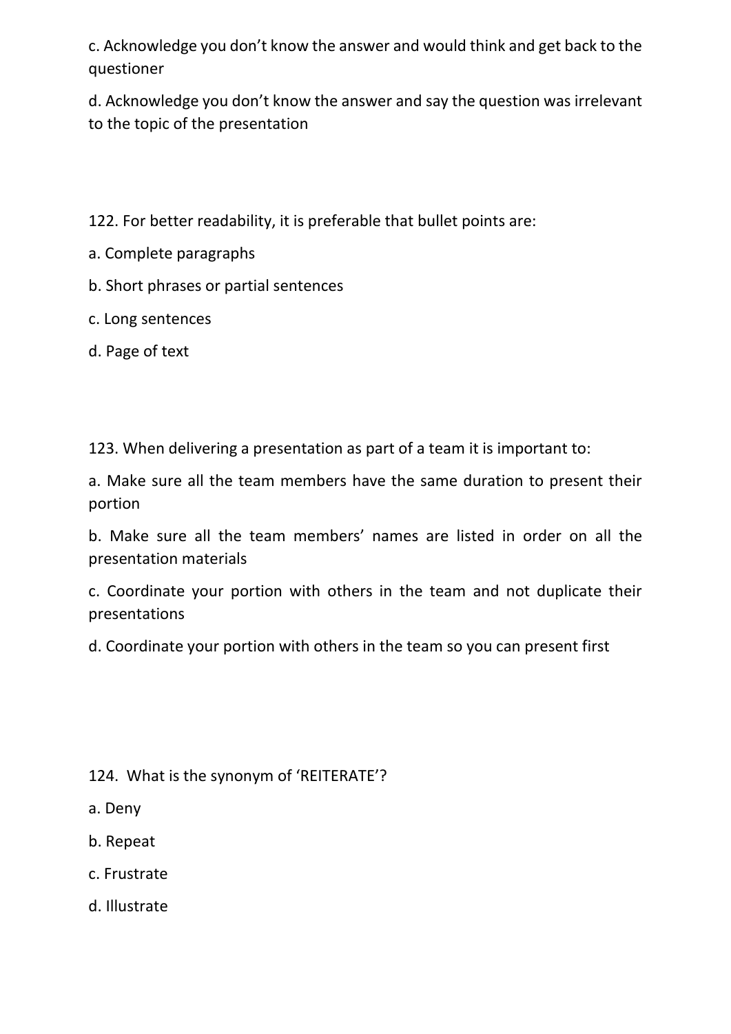c. Acknowledge you don’t know the answer and would think and get back to the questioner

d. Acknowledge you don’t know the answer and say the question was irrelevant to the topic of the presentation

122. For better readability, it is preferable that bullet points are:

a. Complete paragraphs

b. Short phrases or partial sentences

c. Long sentences

d. Page of text

123. When delivering a presentation as part of a team it is important to:

a. Make sure all the team members have the same duration to present their portion

b. Make sure all the team members’ names are listed in order on all the presentation materials

c. Coordinate your portion with others in the team and not duplicate their presentations

d. Coordinate your portion with others in the team so you can present first

124. What is the synonym of ‘REITERATE’?

a. Deny

b. Repeat

c. Frustrate

d. Illustrate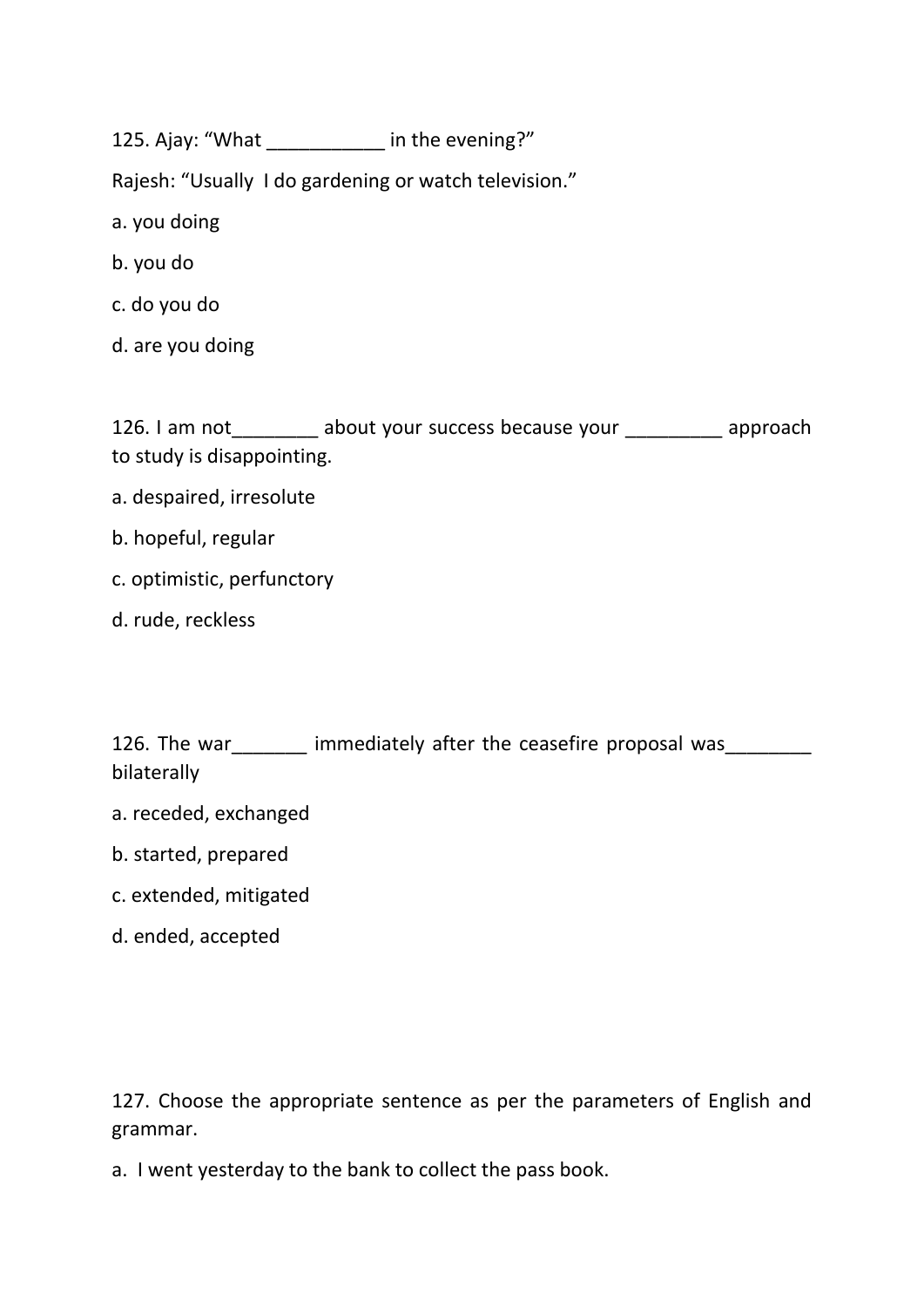125. Ajay: “What ___________ in the evening?”

Rajesh: “Usually  I do gardening or watch television.”

a. you doing

b. you do

c. do you do

d. are you doing

126. I am not________ about your success because your _________ approach to study is disappointing.

a. despaired, irresolute

b. hopeful, regular

c. optimistic, perfunctory

d. rude, reckless

126. The war_______ immediately after the ceasefire proposal was________ bilaterally

a. receded, exchanged

b. started, prepared

c. extended, mitigated

d. ended, accepted

127. Choose the appropriate sentence as per the parameters of English and grammar.

a.  I went yesterday to the bank to collect the pass book.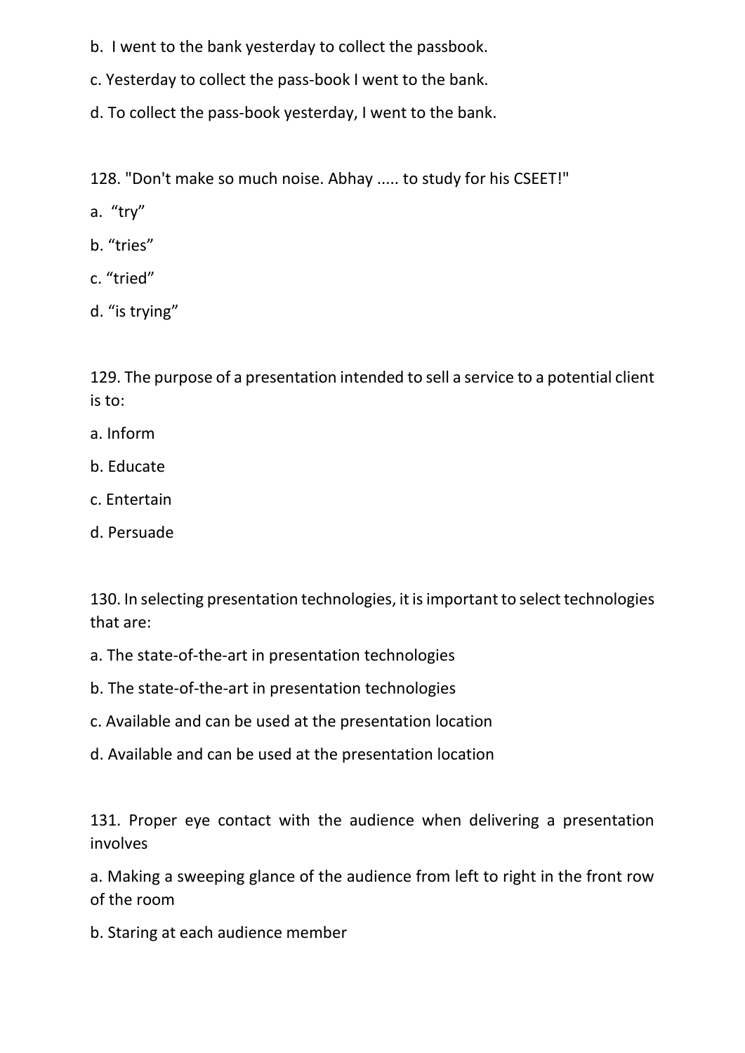b. I went to the bank yesterday to collect the passbook.

c. Yesterday to collect the pass-book I went to the bank.

d. To collect the pass-book yesterday, I went to the bank.

128. "Don't make so much noise. Abhay ..... to study for his CSEET!"

a. "try"

b. "tries"

c. "tried"

d. "is trying"

129. The purpose of a presentation intended to sell a service to a potential client is to:

a. Inform

b. Educate

c. Entertain

d. Persuade

130. In selecting presentation technologies, it is important to select technologies that are:

a. The state-of-the-art in presentation technologies

b. The state-of-the-art in presentation technologies

c. Available and can be used at the presentation location

d. Available and can be used at the presentation location

131. Proper eye contact with the audience when delivering a presentation involves

a. Making a sweeping glance of the audience from left to right in the front row of the room

b. Staring at each audience member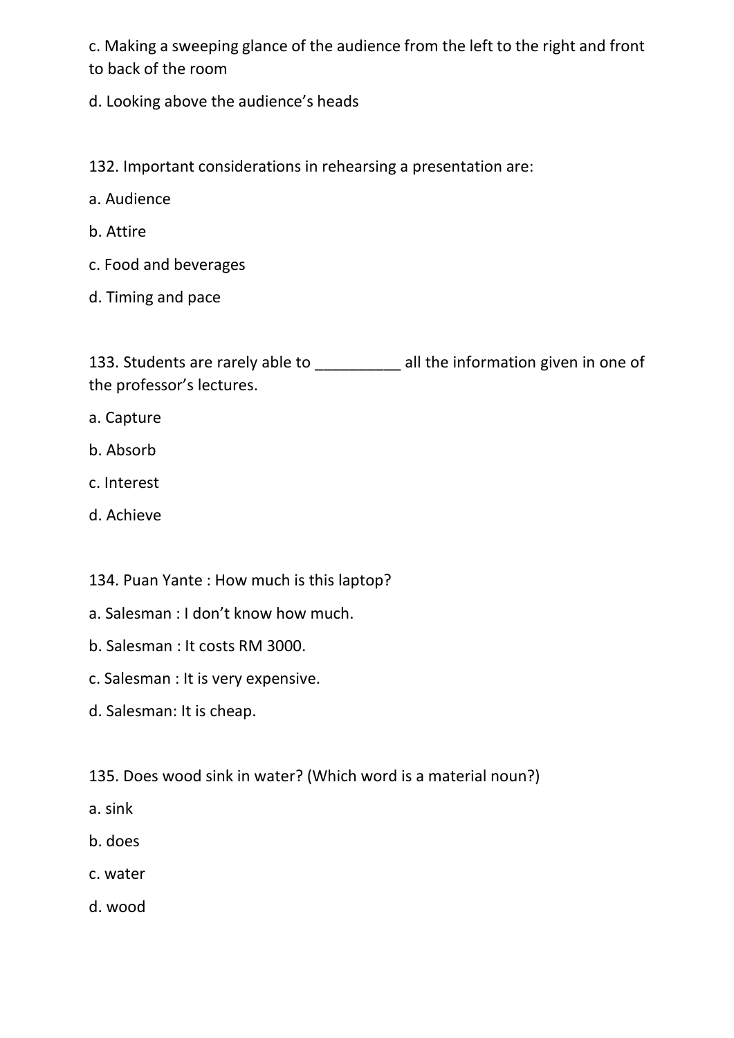c. Making a sweeping glance of the audience from the left to the right and front to back of the room

d. Looking above the audience's heads

132. Important considerations in rehearsing a presentation are:

a. Audience

b. Attire

c. Food and beverages

d. Timing and pace

133. Students are rarely able to __________ all the information given in one of the professor's lectures.

a. Capture

b. Absorb

c. Interest

d. Achieve

134. Puan Yante : How much is this laptop?

a. Salesman : I don't know how much.

b. Salesman : It costs RM 3000.

c. Salesman : It is very expensive.

d. Salesman: It is cheap.

135. Does wood sink in water? (Which word is a material noun?)

a. sink

b. does

c. water

d. wood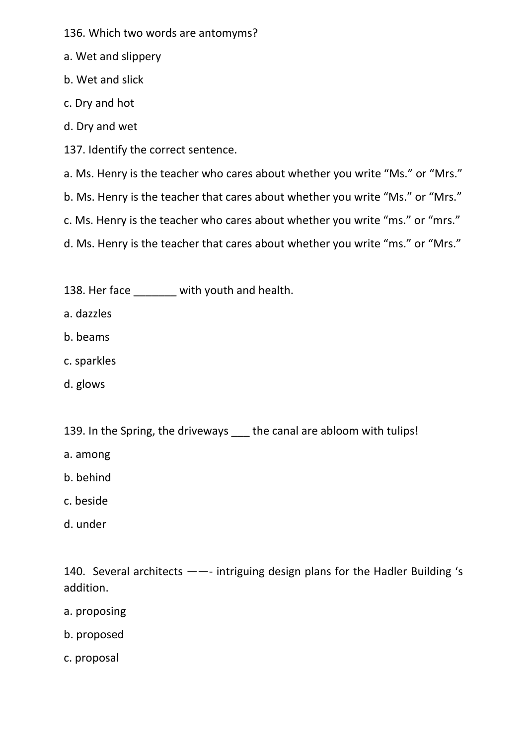136. Which two words are antomyms?

a. Wet and slippery

b. Wet and slick

c. Dry and hot

d. Dry and wet

137. Identify the correct sentence.

a. Ms. Henry is the teacher who cares about whether you write “Ms.” or “Mrs.”

b. Ms. Henry is the teacher that cares about whether you write “Ms.” or “Mrs.”

c. Ms. Henry is the teacher who cares about whether you write “ms.” or “mrs.”

d. Ms. Henry is the teacher that cares about whether you write “ms.” or “Mrs.”

138. Her face _______ with youth and health.

a. dazzles

b. beams

c. sparkles

d. glows

139. In the Spring, the driveways ___ the canal are abloom with tulips!

a. among

b. behind

c. beside

d. under

140. Several architects ——- intriguing design plans for the Hadler Building ‘s addition.

a. proposing

b. proposed

c. proposal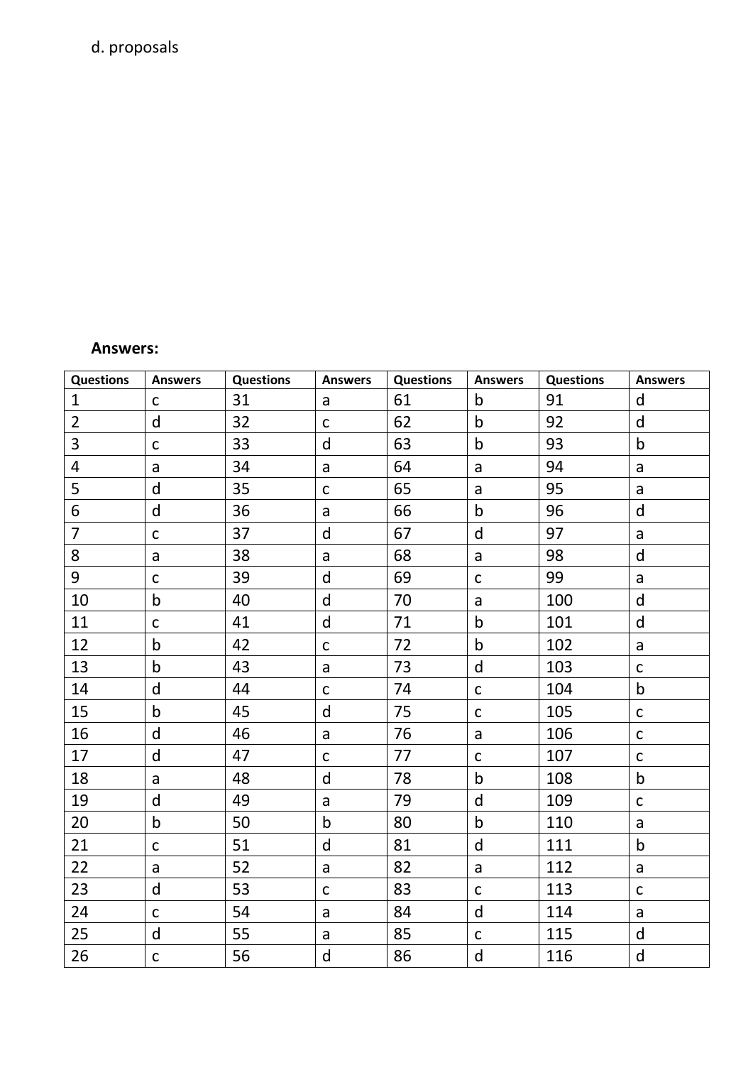d. proposals

**Answers:**

| Questions | Answers | Questions | Answers | Questions | Answers | Questions | Answers |
|---|---|---|---|---|---|---|---|
| 1 | c | 31 | a | 61 | b | 91 | d |
| 2 | d | 32 | c | 62 | b | 92 | d |
| 3 | c | 33 | d | 63 | b | 93 | b |
| 4 | a | 34 | a | 64 | a | 94 | a |
| 5 | d | 35 | c | 65 | a | 95 | a |
| 6 | d | 36 | a | 66 | b | 96 | d |
| 7 | c | 37 | d | 67 | d | 97 | a |
| 8 | a | 38 | a | 68 | a | 98 | d |
| 9 | c | 39 | d | 69 | c | 99 | a |
| 10 | b | 40 | d | 70 | a | 100 | d |
| 11 | c | 41 | d | 71 | b | 101 | d |
| 12 | b | 42 | c | 72 | b | 102 | a |
| 13 | b | 43 | a | 73 | d | 103 | c |
| 14 | d | 44 | c | 74 | c | 104 | b |
| 15 | b | 45 | d | 75 | c | 105 | c |
| 16 | d | 46 | a | 76 | a | 106 | c |
| 17 | d | 47 | c | 77 | c | 107 | c |
| 18 | a | 48 | d | 78 | b | 108 | b |
| 19 | d | 49 | a | 79 | d | 109 | c |
| 20 | b | 50 | b | 80 | b | 110 | a |
| 21 | c | 51 | d | 81 | d | 111 | b |
| 22 | a | 52 | a | 82 | a | 112 | a |
| 23 | d | 53 | c | 83 | c | 113 | c |
| 24 | c | 54 | a | 84 | d | 114 | a |
| 25 | d | 55 | a | 85 | c | 115 | d |
| 26 | c | 56 | d | 86 | d | 116 | d |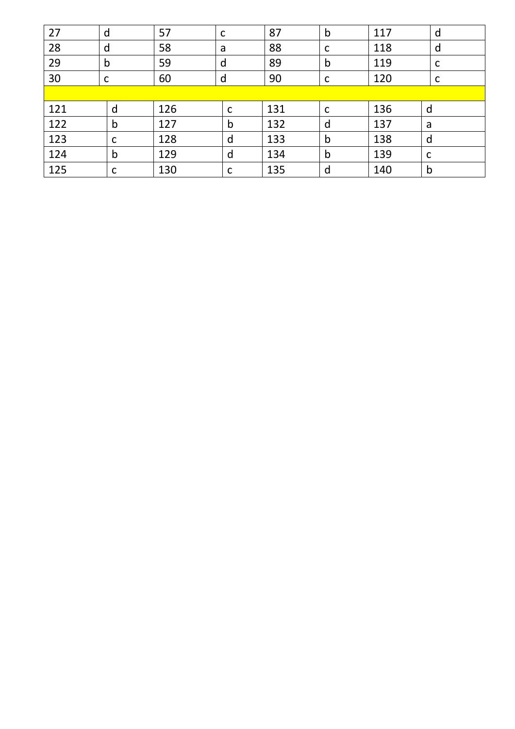| | | | | | | | |
|---|---|---|---|---|---|---|---|
| 27 | d | 57 | c | 87 | b | 117 | d |
| 28 | d | 58 | a | 88 | c | 118 | d |
| 29 | b | 59 | d | 89 | b | 119 | c |
| 30 | c | 60 | d | 90 | c | 120 | c |

| | | | | | | | |
|---|---|---|---|---|---|---|---|
| 121 | d | 126 | c | 131 | c | 136 | d |
| 122 | b | 127 | b | 132 | d | 137 | a |
| 123 | c | 128 | d | 133 | b | 138 | d |
| 124 | b | 129 | d | 134 | b | 139 | c |
| 125 | c | 130 | c | 135 | d | 140 | b |